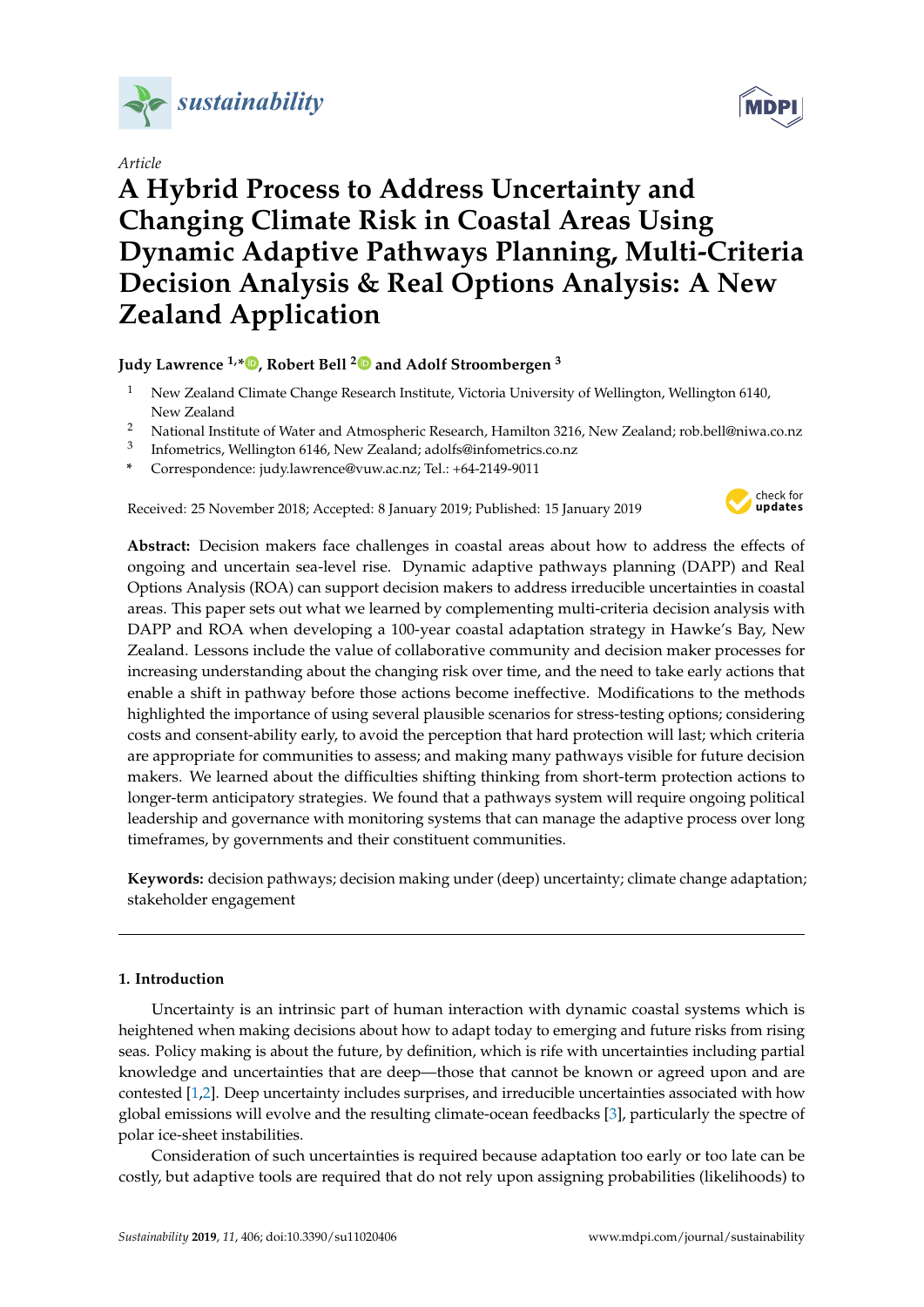*sustainability*

Article

# A Hybrid Process to Address Uncertainty and Changing Climate Risk in Coastal Areas Using Dynamic Adaptive Pathways Planning, Multi-Criteria Decision Analysis & Real Options Analysis: A New Zealand Application

**Judy Lawrence [1,*], Robert Bell [2] and Adolf Stroombergen [3]**

[1] New Zealand Climate Change Research Institute, Victoria University of Wellington, Wellington 6140, New Zealand

[2] National Institute of Water and Atmospheric Research, Hamilton 3216, New Zealand; rob.bell@niwa.co.nz

[3] Infometrics, Wellington 6146, New Zealand; adolfs@infometrics.co.nz

[*] Correspondence: judy.lawrence@vuw.ac.nz; Tel.: +64-2149-9011

Received: 25 November 2018; Accepted: 8 January 2019; Published: 15 January 2019

**Abstract:** Decision makers face challenges in coastal areas about how to address the effects of ongoing and uncertain sea-level rise. Dynamic adaptive pathways planning (DAPP) and Real Options Analysis (ROA) can support decision makers to address irreducible uncertainties in coastal areas. This paper sets out what we learned by complementing multi-criteria decision analysis with DAPP and ROA when developing a 100-year coastal adaptation strategy in Hawke's Bay, New Zealand. Lessons include the value of collaborative community and decision maker processes for increasing understanding about the changing risk over time, and the need to take early actions that enable a shift in pathway before those actions become ineffective. Modifications to the methods highlighted the importance of using several plausible scenarios for stress-testing options; considering costs and consent-ability early, to avoid the perception that hard protection will last; which criteria are appropriate for communities to assess; and making many pathways visible for future decision makers. We learned about the difficulties shifting thinking from short-term protection actions to longer-term anticipatory strategies. We found that a pathways system will require ongoing political leadership and governance with monitoring systems that can manage the adaptive process over long timeframes, by governments and their constituent communities.

**Keywords:** decision pathways; decision making under (deep) uncertainty; climate change adaptation; stakeholder engagement

## 1. Introduction

Uncertainty is an intrinsic part of human interaction with dynamic coastal systems which is heightened when making decisions about how to adapt today to emerging and future risks from rising seas. Policy making is about the future, by definition, which is rife with uncertainties including partial knowledge and uncertainties that are deep—those that cannot be known or agreed upon and are contested [1,2]. Deep uncertainty includes surprises, and irreducible uncertainties associated with how global emissions will evolve and the resulting climate-ocean feedbacks [3], particularly the spectre of polar ice-sheet instabilities.

Consideration of such uncertainties is required because adaptation too early or too late can be costly, but adaptive tools are required that do not rely upon assigning probabilities (likelihoods) to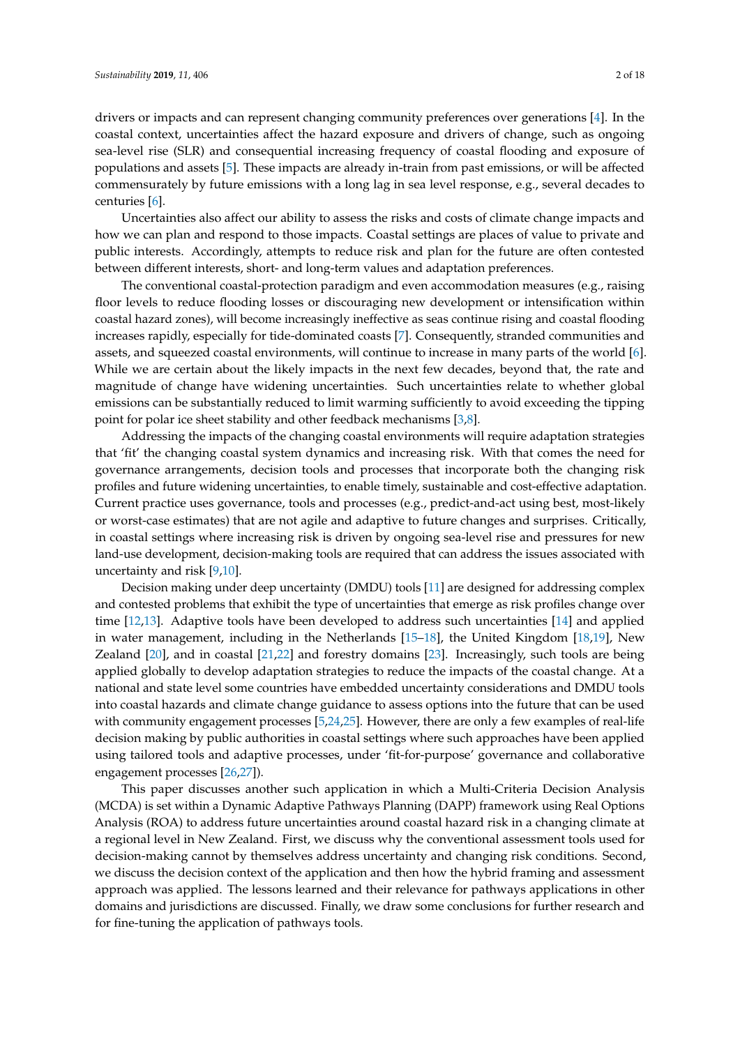drivers or impacts and can represent changing community preferences over generations [4]. In the coastal context, uncertainties affect the hazard exposure and drivers of change, such as ongoing sea-level rise (SLR) and consequential increasing frequency of coastal flooding and exposure of populations and assets [5]. These impacts are already in-train from past emissions, or will be affected commensurately by future emissions with a long lag in sea level response, e.g., several decades to centuries [6].

Uncertainties also affect our ability to assess the risks and costs of climate change impacts and how we can plan and respond to those impacts. Coastal settings are places of value to private and public interests. Accordingly, attempts to reduce risk and plan for the future are often contested between different interests, short- and long-term values and adaptation preferences.

The conventional coastal-protection paradigm and even accommodation measures (e.g., raising floor levels to reduce flooding losses or discouraging new development or intensification within coastal hazard zones), will become increasingly ineffective as seas continue rising and coastal flooding increases rapidly, especially for tide-dominated coasts [7]. Consequently, stranded communities and assets, and squeezed coastal environments, will continue to increase in many parts of the world [6]. While we are certain about the likely impacts in the next few decades, beyond that, the rate and magnitude of change have widening uncertainties. Such uncertainties relate to whether global emissions can be substantially reduced to limit warming sufficiently to avoid exceeding the tipping point for polar ice sheet stability and other feedback mechanisms [3,8].

Addressing the impacts of the changing coastal environments will require adaptation strategies that 'fit' the changing coastal system dynamics and increasing risk. With that comes the need for governance arrangements, decision tools and processes that incorporate both the changing risk profiles and future widening uncertainties, to enable timely, sustainable and cost-effective adaptation. Current practice uses governance, tools and processes (e.g., predict-and-act using best, most-likely or worst-case estimates) that are not agile and adaptive to future changes and surprises. Critically, in coastal settings where increasing risk is driven by ongoing sea-level rise and pressures for new land-use development, decision-making tools are required that can address the issues associated with uncertainty and risk [9,10].

Decision making under deep uncertainty (DMDU) tools [11] are designed for addressing complex and contested problems that exhibit the type of uncertainties that emerge as risk profiles change over time [12,13]. Adaptive tools have been developed to address such uncertainties [14] and applied in water management, including in the Netherlands [15–18], the United Kingdom [18,19], New Zealand [20], and in coastal [21,22] and forestry domains [23]. Increasingly, such tools are being applied globally to develop adaptation strategies to reduce the impacts of the coastal change. At a national and state level some countries have embedded uncertainty considerations and DMDU tools into coastal hazards and climate change guidance to assess options into the future that can be used with community engagement processes [5,24,25]. However, there are only a few examples of real-life decision making by public authorities in coastal settings where such approaches have been applied using tailored tools and adaptive processes, under 'fit-for-purpose' governance and collaborative engagement processes [26,27]).

This paper discusses another such application in which a Multi-Criteria Decision Analysis (MCDA) is set within a Dynamic Adaptive Pathways Planning (DAPP) framework using Real Options Analysis (ROA) to address future uncertainties around coastal hazard risk in a changing climate at a regional level in New Zealand. First, we discuss why the conventional assessment tools used for decision-making cannot by themselves address uncertainty and changing risk conditions. Second, we discuss the decision context of the application and then how the hybrid framing and assessment approach was applied. The lessons learned and their relevance for pathways applications in other domains and jurisdictions are discussed. Finally, we draw some conclusions for further research and for fine-tuning the application of pathways tools.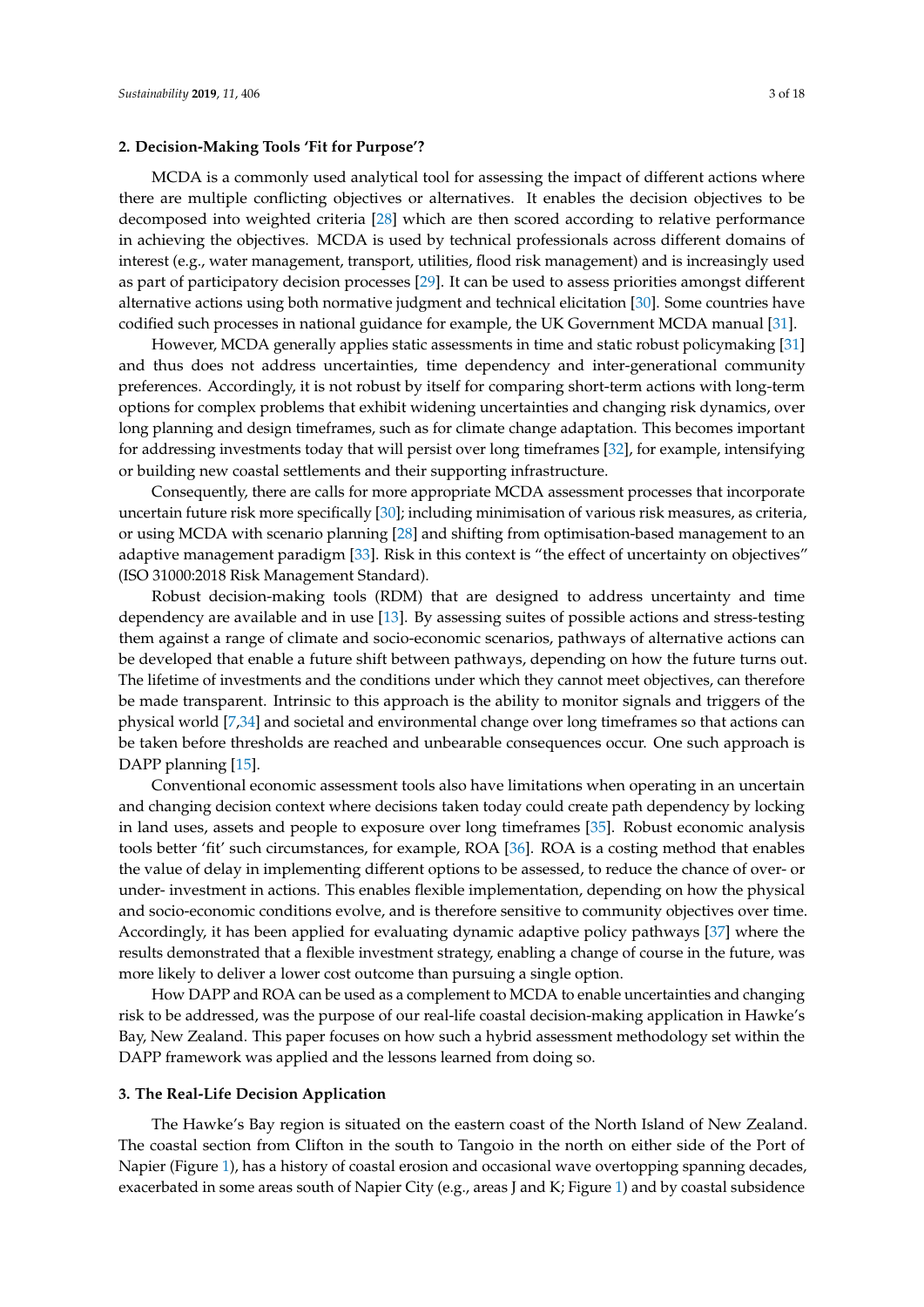## 2. Decision-Making Tools 'Fit for Purpose'?

MCDA is a commonly used analytical tool for assessing the impact of different actions where there are multiple conflicting objectives or alternatives. It enables the decision objectives to be decomposed into weighted criteria [28] which are then scored according to relative performance in achieving the objectives. MCDA is used by technical professionals across different domains of interest (e.g., water management, transport, utilities, flood risk management) and is increasingly used as part of participatory decision processes [29]. It can be used to assess priorities amongst different alternative actions using both normative judgment and technical elicitation [30]. Some countries have codified such processes in national guidance for example, the UK Government MCDA manual [31].

However, MCDA generally applies static assessments in time and static robust policymaking [31] and thus does not address uncertainties, time dependency and inter-generational community preferences. Accordingly, it is not robust by itself for comparing short-term actions with long-term options for complex problems that exhibit widening uncertainties and changing risk dynamics, over long planning and design timeframes, such as for climate change adaptation. This becomes important for addressing investments today that will persist over long timeframes [32], for example, intensifying or building new coastal settlements and their supporting infrastructure.

Consequently, there are calls for more appropriate MCDA assessment processes that incorporate uncertain future risk more specifically [30]; including minimisation of various risk measures, as criteria, or using MCDA with scenario planning [28] and shifting from optimisation-based management to an adaptive management paradigm [33]. Risk in this context is "the effect of uncertainty on objectives" (ISO 31000:2018 Risk Management Standard).

Robust decision-making tools (RDM) that are designed to address uncertainty and time dependency are available and in use [13]. By assessing suites of possible actions and stress-testing them against a range of climate and socio-economic scenarios, pathways of alternative actions can be developed that enable a future shift between pathways, depending on how the future turns out. The lifetime of investments and the conditions under which they cannot meet objectives, can therefore be made transparent. Intrinsic to this approach is the ability to monitor signals and triggers of the physical world [7,34] and societal and environmental change over long timeframes so that actions can be taken before thresholds are reached and unbearable consequences occur. One such approach is DAPP planning [15].

Conventional economic assessment tools also have limitations when operating in an uncertain and changing decision context where decisions taken today could create path dependency by locking in land uses, assets and people to exposure over long timeframes [35]. Robust economic analysis tools better 'fit' such circumstances, for example, ROA [36]. ROA is a costing method that enables the value of delay in implementing different options to be assessed, to reduce the chance of over- or under- investment in actions. This enables flexible implementation, depending on how the physical and socio-economic conditions evolve, and is therefore sensitive to community objectives over time. Accordingly, it has been applied for evaluating dynamic adaptive policy pathways [37] where the results demonstrated that a flexible investment strategy, enabling a change of course in the future, was more likely to deliver a lower cost outcome than pursuing a single option.

How DAPP and ROA can be used as a complement to MCDA to enable uncertainties and changing risk to be addressed, was the purpose of our real-life coastal decision-making application in Hawke's Bay, New Zealand. This paper focuses on how such a hybrid assessment methodology set within the DAPP framework was applied and the lessons learned from doing so.

## 3. The Real-Life Decision Application

The Hawke's Bay region is situated on the eastern coast of the North Island of New Zealand. The coastal section from Clifton in the south to Tangoio in the north on either side of the Port of Napier (Figure 1), has a history of coastal erosion and occasional wave overtopping spanning decades, exacerbated in some areas south of Napier City (e.g., areas J and K; Figure 1) and by coastal subsidence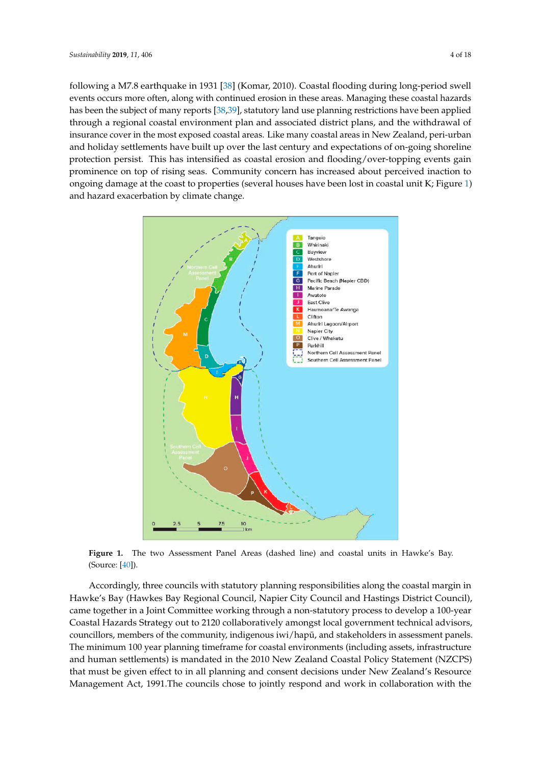following a M7.8 earthquake in 1931 [38] (Komar, 2010). Coastal flooding during long-period swell events occurs more often, along with continued erosion in these areas. Managing these coastal hazards has been the subject of many reports [38,39], statutory land use planning restrictions have been applied through a regional coastal environment plan and associated district plans, and the withdrawal of insurance cover in the most exposed coastal areas. Like many coastal areas in New Zealand, peri-urban and holiday settlements have built up over the last century and expectations of on-going shoreline protection persist. This has intensified as coastal erosion and flooding/over-topping events gain prominence on top of rising seas. Community concern has increased about perceived inaction to ongoing damage at the coast to properties (several houses have been lost in coastal unit K; Figure 1) and hazard exacerbation by climate change.

**Figure 1.** The two Assessment Panel Areas (dashed line) and coastal units in Hawke's Bay. (Source: [40]).

Accordingly, three councils with statutory planning responsibilities along the coastal margin in Hawke's Bay (Hawkes Bay Regional Council, Napier City Council and Hastings District Council), came together in a Joint Committee working through a non-statutory process to develop a 100-year Coastal Hazards Strategy out to 2120 collaboratively amongst local government technical advisors, councillors, members of the community, indigenous iwi/hapū, and stakeholders in assessment panels. The minimum 100 year planning timeframe for coastal environments (including assets, infrastructure and human settlements) is mandated in the 2010 New Zealand Coastal Policy Statement (NZCPS) that must be given effect to in all planning and consent decisions under New Zealand's Resource Management Act, 1991.The councils chose to jointly respond and work in collaboration with the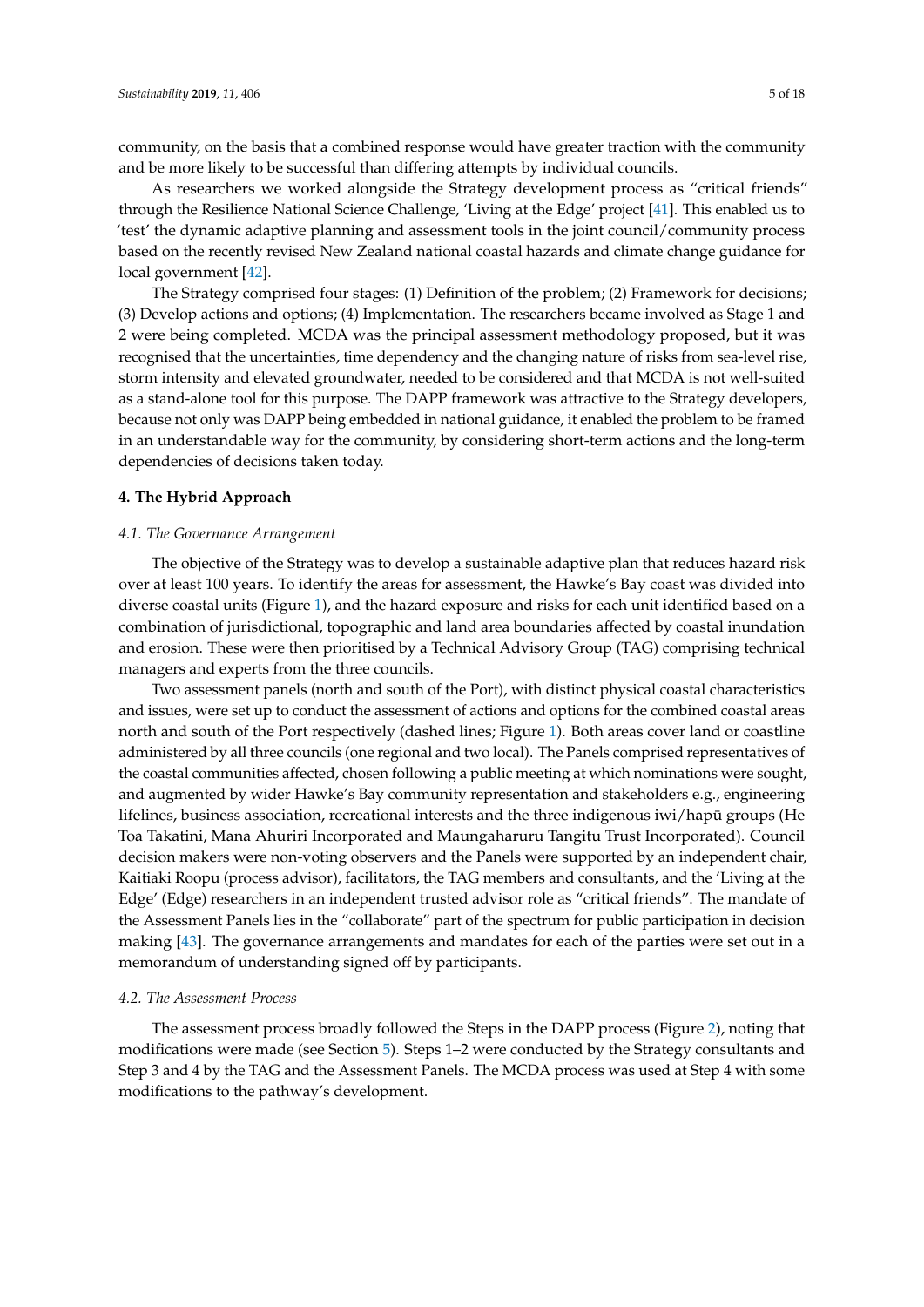community, on the basis that a combined response would have greater traction with the community and be more likely to be successful than differing attempts by individual councils.

As researchers we worked alongside the Strategy development process as "critical friends" through the Resilience National Science Challenge, 'Living at the Edge' project [41]. This enabled us to 'test' the dynamic adaptive planning and assessment tools in the joint council/community process based on the recently revised New Zealand national coastal hazards and climate change guidance for local government [42].

The Strategy comprised four stages: (1) Definition of the problem; (2) Framework for decisions; (3) Develop actions and options; (4) Implementation. The researchers became involved as Stage 1 and 2 were being completed. MCDA was the principal assessment methodology proposed, but it was recognised that the uncertainties, time dependency and the changing nature of risks from sea-level rise, storm intensity and elevated groundwater, needed to be considered and that MCDA is not well-suited as a stand-alone tool for this purpose. The DAPP framework was attractive to the Strategy developers, because not only was DAPP being embedded in national guidance, it enabled the problem to be framed in an understandable way for the community, by considering short-term actions and the long-term dependencies of decisions taken today.

## 4. The Hybrid Approach

### *4.1. The Governance Arrangement*

The objective of the Strategy was to develop a sustainable adaptive plan that reduces hazard risk over at least 100 years. To identify the areas for assessment, the Hawke's Bay coast was divided into diverse coastal units (Figure 1), and the hazard exposure and risks for each unit identified based on a combination of jurisdictional, topographic and land area boundaries affected by coastal inundation and erosion. These were then prioritised by a Technical Advisory Group (TAG) comprising technical managers and experts from the three councils.

Two assessment panels (north and south of the Port), with distinct physical coastal characteristics and issues, were set up to conduct the assessment of actions and options for the combined coastal areas north and south of the Port respectively (dashed lines; Figure 1). Both areas cover land or coastline administered by all three councils (one regional and two local). The Panels comprised representatives of the coastal communities affected, chosen following a public meeting at which nominations were sought, and augmented by wider Hawke's Bay community representation and stakeholders e.g., engineering lifelines, business association, recreational interests and the three indigenous iwi/hapū groups (He Toa Takatini, Mana Ahuriri Incorporated and Maungaharuru Tangitu Trust Incorporated). Council decision makers were non-voting observers and the Panels were supported by an independent chair, Kaitiaki Roopu (process advisor), facilitators, the TAG members and consultants, and the 'Living at the Edge' (Edge) researchers in an independent trusted advisor role as "critical friends". The mandate of the Assessment Panels lies in the "collaborate" part of the spectrum for public participation in decision making [43]. The governance arrangements and mandates for each of the parties were set out in a memorandum of understanding signed off by participants.

### *4.2. The Assessment Process*

The assessment process broadly followed the Steps in the DAPP process (Figure 2), noting that modifications were made (see Section 5). Steps 1–2 were conducted by the Strategy consultants and Step 3 and 4 by the TAG and the Assessment Panels. The MCDA process was used at Step 4 with some modifications to the pathway's development.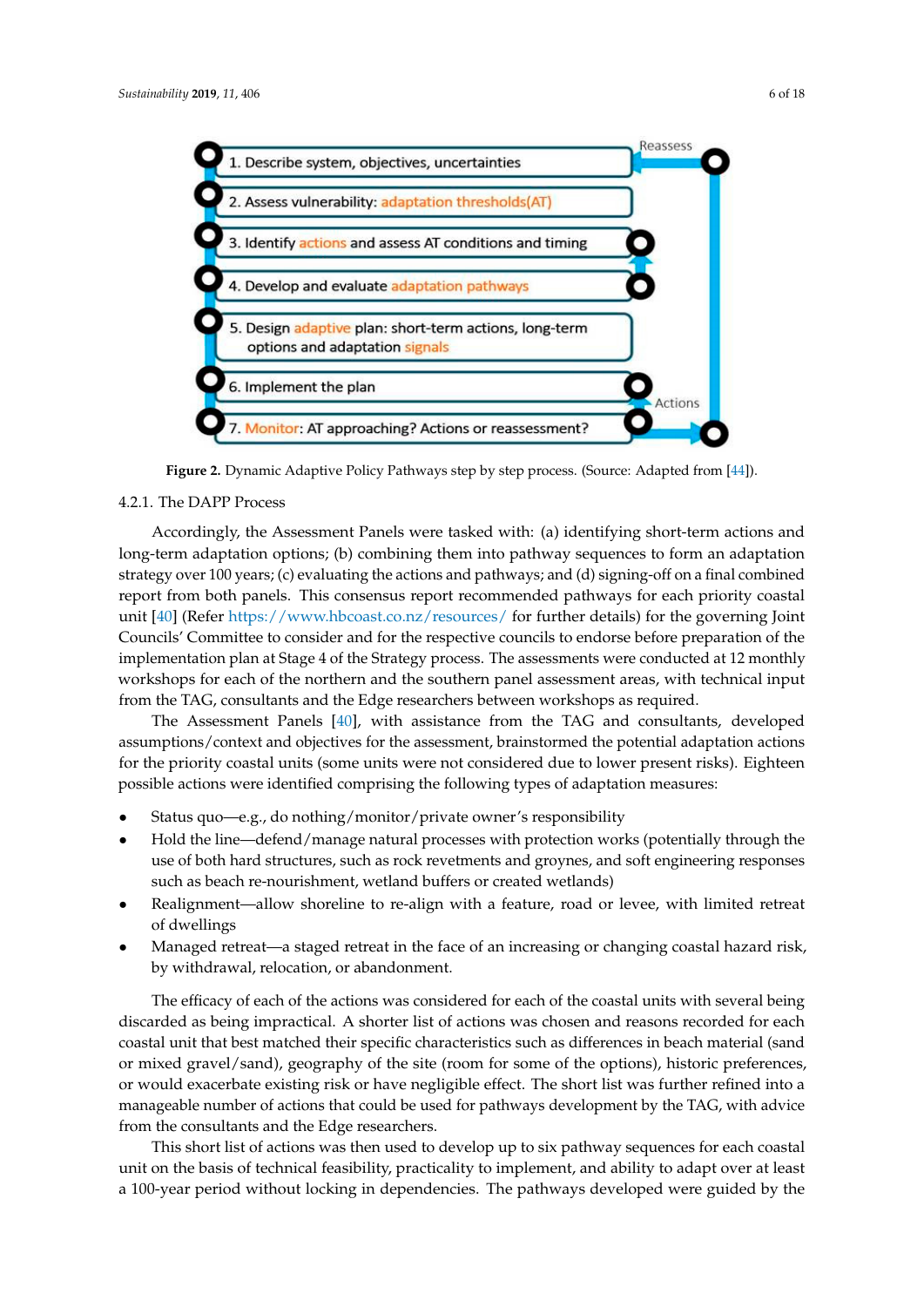1. Describe system, objectives, uncertainties

2. Assess vulnerability: adaptation thresholds(AT)

3. Identify actions and assess AT conditions and timing

4. Develop and evaluate adaptation pathways

5. Design adaptive plan: short-term actions, long-term options and adaptation signals

6. Implement the plan

7. Monitor: AT approaching? Actions or reassessment?

Reassess

Actions

**Figure 2.** Dynamic Adaptive Policy Pathways step by step process. (Source: Adapted from [44]).

#### 4.2.1. The DAPP Process

Accordingly, the Assessment Panels were tasked with: (a) identifying short-term actions and long-term adaptation options; (b) combining them into pathway sequences to form an adaptation strategy over 100 years; (c) evaluating the actions and pathways; and (d) signing-off on a final combined report from both panels. This consensus report recommended pathways for each priority coastal unit [40] (Refer https://www.hbcoast.co.nz/resources/ for further details) for the governing Joint Councils' Committee to consider and for the respective councils to endorse before preparation of the implementation plan at Stage 4 of the Strategy process. The assessments were conducted at 12 monthly workshops for each of the northern and the southern panel assessment areas, with technical input from the TAG, consultants and the Edge researchers between workshops as required.

The Assessment Panels [40], with assistance from the TAG and consultants, developed assumptions/context and objectives for the assessment, brainstormed the potential adaptation actions for the priority coastal units (some units were not considered due to lower present risks). Eighteen possible actions were identified comprising the following types of adaptation measures:

- Status quo—e.g., do nothing/monitor/private owner's responsibility
- Hold the line—defend/manage natural processes with protection works (potentially through the use of both hard structures, such as rock revetments and groynes, and soft engineering responses such as beach re-nourishment, wetland buffers or created wetlands)
- Realignment—allow shoreline to re-align with a feature, road or levee, with limited retreat of dwellings
- Managed retreat—a staged retreat in the face of an increasing or changing coastal hazard risk, by withdrawal, relocation, or abandonment.

The efficacy of each of the actions was considered for each of the coastal units with several being discarded as being impractical. A shorter list of actions was chosen and reasons recorded for each coastal unit that best matched their specific characteristics such as differences in beach material (sand or mixed gravel/sand), geography of the site (room for some of the options), historic preferences, or would exacerbate existing risk or have negligible effect. The short list was further refined into a manageable number of actions that could be used for pathways development by the TAG, with advice from the consultants and the Edge researchers.

This short list of actions was then used to develop up to six pathway sequences for each coastal unit on the basis of technical feasibility, practicality to implement, and ability to adapt over at least a 100-year period without locking in dependencies. The pathways developed were guided by the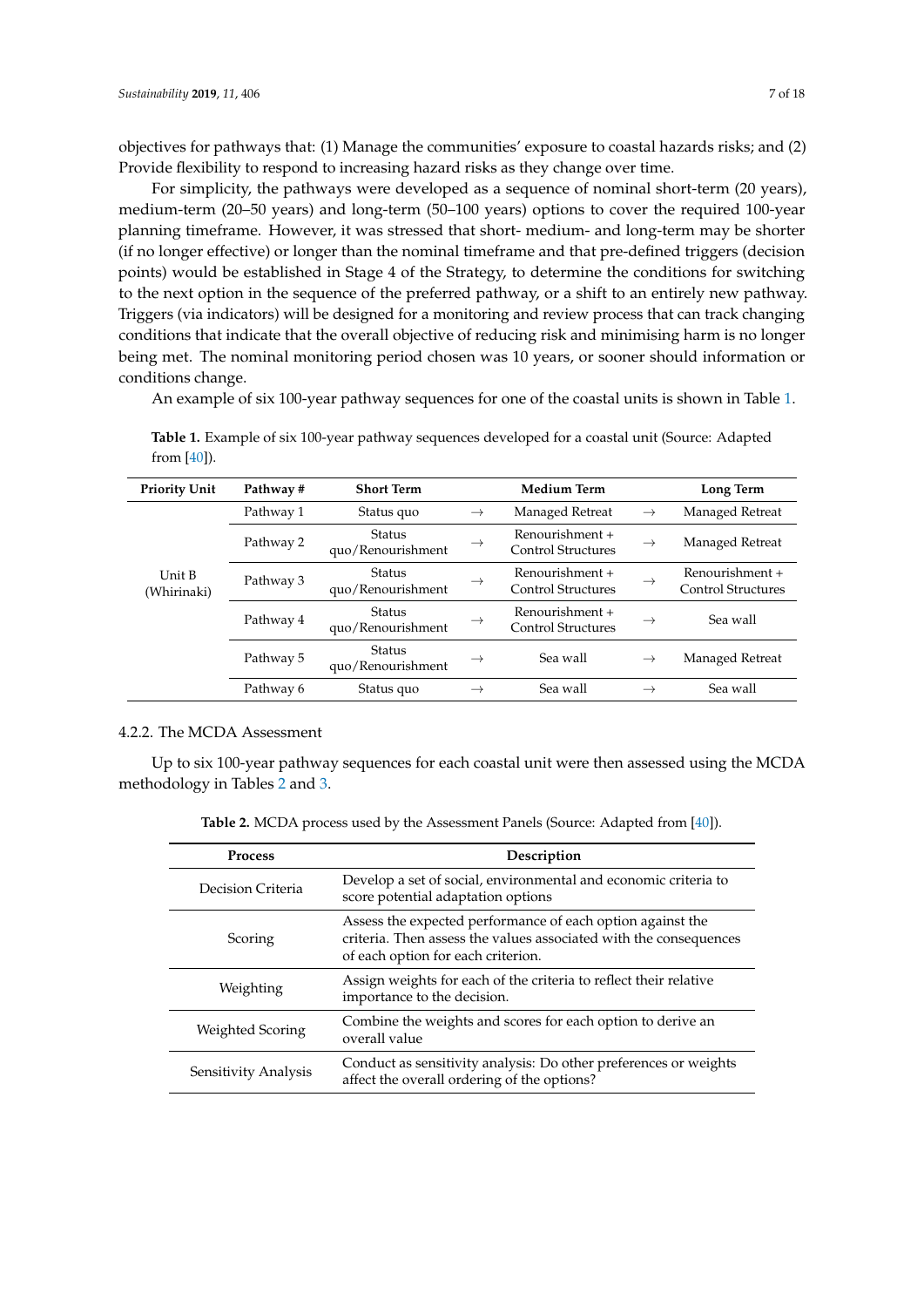objectives for pathways that: (1) Manage the communities' exposure to coastal hazards risks; and (2) Provide flexibility to respond to increasing hazard risks as they change over time.

For simplicity, the pathways were developed as a sequence of nominal short-term (20 years), medium-term (20–50 years) and long-term (50–100 years) options to cover the required 100-year planning timeframe. However, it was stressed that short- medium- and long-term may be shorter (if no longer effective) or longer than the nominal timeframe and that pre-defined triggers (decision points) would be established in Stage 4 of the Strategy, to determine the conditions for switching to the next option in the sequence of the preferred pathway, or a shift to an entirely new pathway. Triggers (via indicators) will be designed for a monitoring and review process that can track changing conditions that indicate that the overall objective of reducing risk and minimising harm is no longer being met. The nominal monitoring period chosen was 10 years, or sooner should information or conditions change.

An example of six 100-year pathway sequences for one of the coastal units is shown in Table 1.

**Table 1.** Example of six 100-year pathway sequences developed for a coastal unit (Source: Adapted from [40]).

| Priority Unit | Pathway # | Short Term | | Medium Term | | Long Term |
|---|---|---|---|---|---|---|
| Unit B (Whirinaki) | Pathway 1 | Status quo | → | Managed Retreat | → | Managed Retreat |
| | Pathway 2 | Status quo/Renourishment | → | Renourishment + Control Structures | → | Managed Retreat |
| | Pathway 3 | Status quo/Renourishment | → | Renourishment + Control Structures | → | Renourishment + Control Structures |
| | Pathway 4 | Status quo/Renourishment | → | Renourishment + Control Structures | → | Sea wall |
| | Pathway 5 | Status quo/Renourishment | → | Sea wall | → | Managed Retreat |
| | Pathway 6 | Status quo | → | Sea wall | → | Sea wall |

#### 4.2.2. The MCDA Assessment

Up to six 100-year pathway sequences for each coastal unit were then assessed using the MCDA methodology in Tables 2 and 3.

**Table 2.** MCDA process used by the Assessment Panels (Source: Adapted from [40]).

| Process | Description |
|---|---|
| Decision Criteria | Develop a set of social, environmental and economic criteria to score potential adaptation options |
| Scoring | Assess the expected performance of each option against the criteria. Then assess the values associated with the consequences of each option for each criterion. |
| Weighting | Assign weights for each of the criteria to reflect their relative importance to the decision. |
| Weighted Scoring | Combine the weights and scores for each option to derive an overall value |
| Sensitivity Analysis | Conduct as sensitivity analysis: Do other preferences or weights affect the overall ordering of the options? |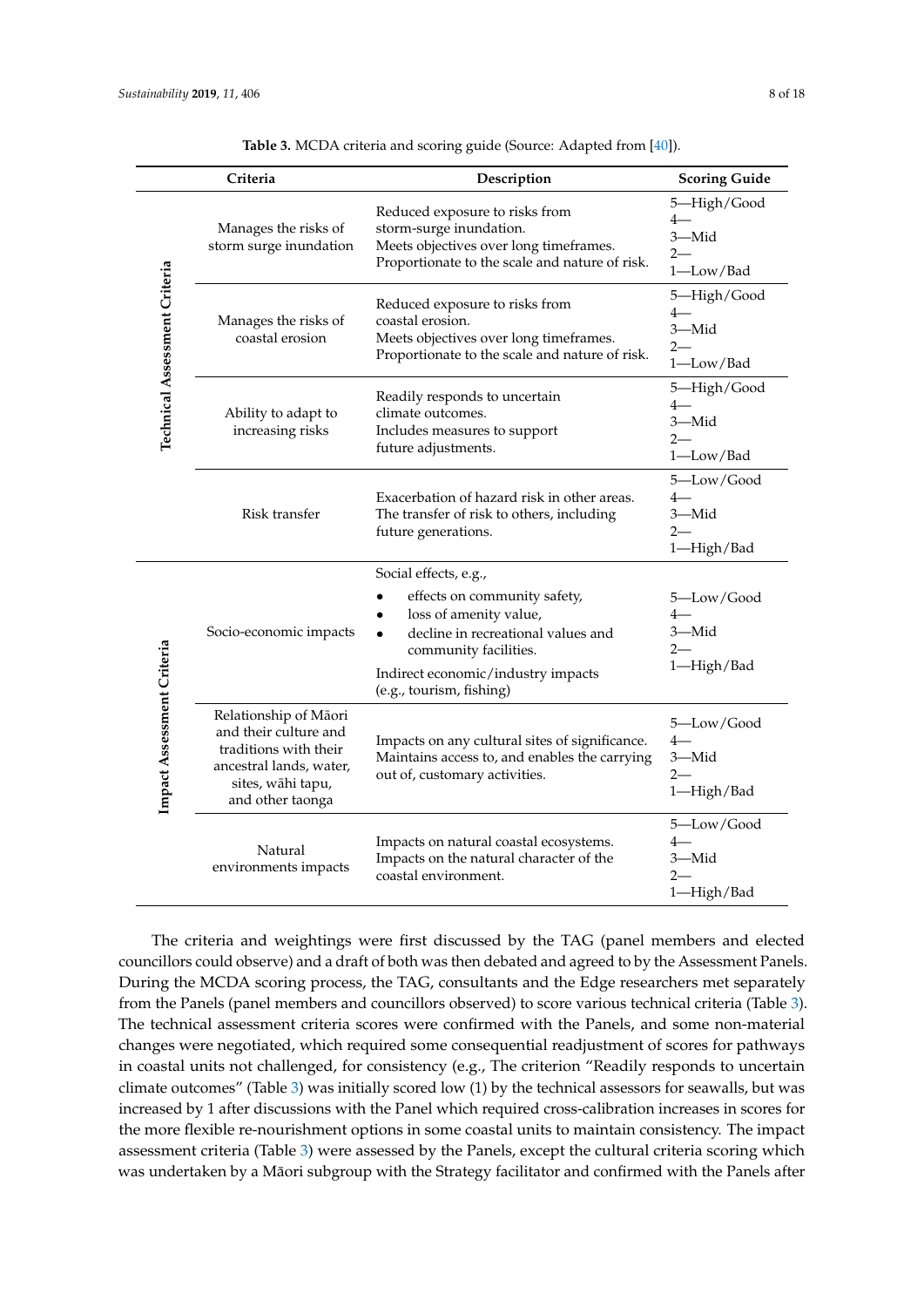**Table 3.** MCDA criteria and scoring guide (Source: Adapted from [40]).

| | Criteria | Description | Scoring Guide |
|---|---|---|---|
| Technical Assessment Criteria | Manages the risks of storm surge inundation | Reduced exposure to risks from storm-surge inundation. Meets objectives over long timeframes. Proportionate to the scale and nature of risk. | 5—High/Good<br>4—<br>3—Mid<br>2—<br>1—Low/Bad |
| | Manages the risks of coastal erosion | Reduced exposure to risks from coastal erosion. Meets objectives over long timeframes. Proportionate to the scale and nature of risk. | 5—High/Good<br>4—<br>3—Mid<br>2—<br>1—Low/Bad |
| | Ability to adapt to increasing risks | Readily responds to uncertain climate outcomes. Includes measures to support future adjustments. | 5—High/Good<br>4—<br>3—Mid<br>2—<br>1—Low/Bad |
| | Risk transfer | Exacerbation of hazard risk in other areas. The transfer of risk to others, including future generations. | 5—Low/Good<br>4—<br>3—Mid<br>2—<br>1—High/Bad |
| Impact Assessment Criteria | Socio-economic impacts | Social effects, e.g.,<br>• effects on community safety,<br>• loss of amenity value,<br>• decline in recreational values and community facilities.<br>Indirect economic/industry impacts (e.g., tourism, fishing) | 5—Low/Good<br>4—<br>3—Mid<br>2—<br>1—High/Bad |
| | Relationship of Māori and their culture and traditions with their ancestral lands, water, sites, wāhi tapu, and other taonga | Impacts on any cultural sites of significance. Maintains access to, and enables the carrying out of, customary activities. | 5—Low/Good<br>4—<br>3—Mid<br>2—<br>1—High/Bad |
| | Natural environments impacts | Impacts on natural coastal ecosystems. Impacts on the natural character of the coastal environment. | 5—Low/Good<br>4—<br>3—Mid<br>2—<br>1—High/Bad |

The criteria and weightings were first discussed by the TAG (panel members and elected councillors could observe) and a draft of both was then debated and agreed to by the Assessment Panels. During the MCDA scoring process, the TAG, consultants and the Edge researchers met separately from the Panels (panel members and councillors observed) to score various technical criteria (Table 3). The technical assessment criteria scores were confirmed with the Panels, and some non-material changes were negotiated, which required some consequential readjustment of scores for pathways in coastal units not challenged, for consistency (e.g., The criterion "Readily responds to uncertain climate outcomes" (Table 3) was initially scored low (1) by the technical assessors for seawalls, but was increased by 1 after discussions with the Panel which required cross-calibration increases in scores for the more flexible re-nourishment options in some coastal units to maintain consistency. The impact assessment criteria (Table 3) were assessed by the Panels, except the cultural criteria scoring which was undertaken by a Māori subgroup with the Strategy facilitator and confirmed with the Panels after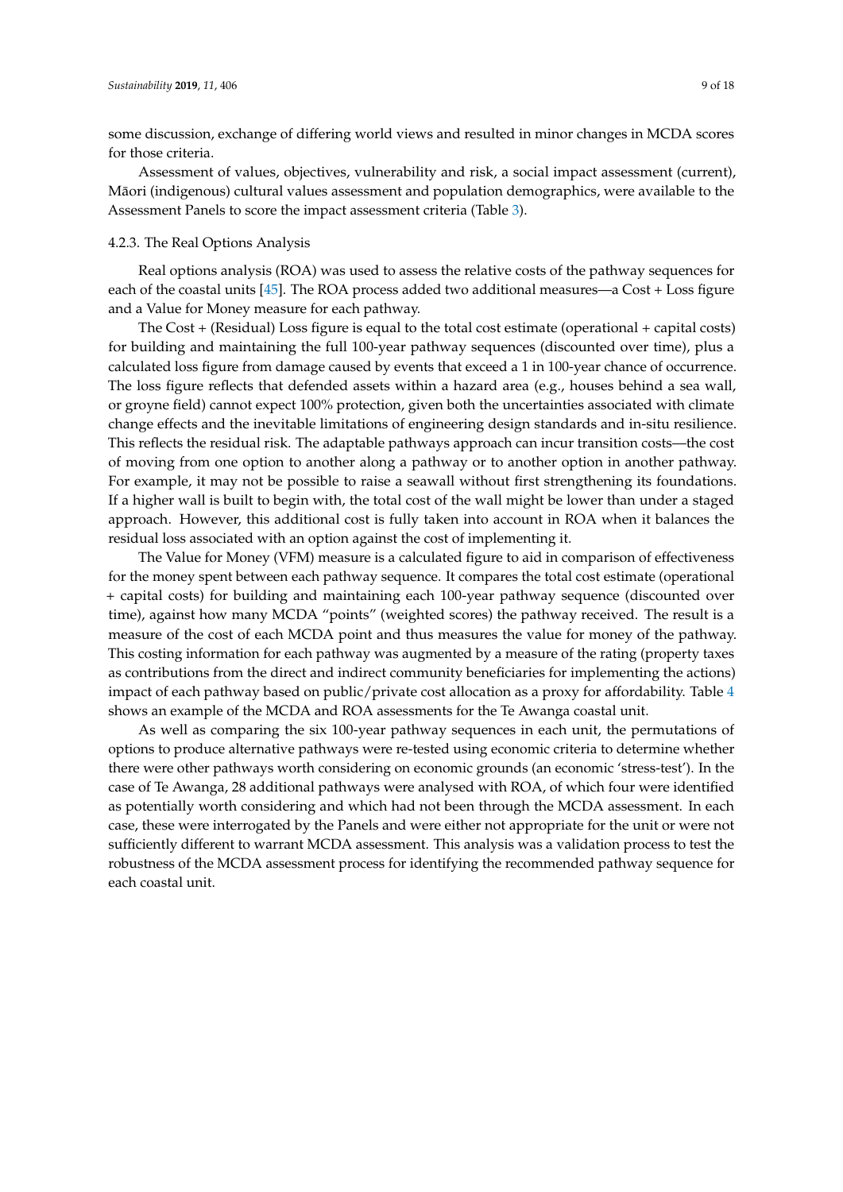some discussion, exchange of differing world views and resulted in minor changes in MCDA scores for those criteria.

Assessment of values, objectives, vulnerability and risk, a social impact assessment (current), Māori (indigenous) cultural values assessment and population demographics, were available to the Assessment Panels to score the impact assessment criteria (Table 3).

#### 4.2.3. The Real Options Analysis

Real options analysis (ROA) was used to assess the relative costs of the pathway sequences for each of the coastal units [45]. The ROA process added two additional measures—a Cost + Loss figure and a Value for Money measure for each pathway.

The Cost + (Residual) Loss figure is equal to the total cost estimate (operational + capital costs) for building and maintaining the full 100-year pathway sequences (discounted over time), plus a calculated loss figure from damage caused by events that exceed a 1 in 100-year chance of occurrence. The loss figure reflects that defended assets within a hazard area (e.g., houses behind a sea wall, or groyne field) cannot expect 100% protection, given both the uncertainties associated with climate change effects and the inevitable limitations of engineering design standards and in-situ resilience. This reflects the residual risk. The adaptable pathways approach can incur transition costs—the cost of moving from one option to another along a pathway or to another option in another pathway. For example, it may not be possible to raise a seawall without first strengthening its foundations. If a higher wall is built to begin with, the total cost of the wall might be lower than under a staged approach. However, this additional cost is fully taken into account in ROA when it balances the residual loss associated with an option against the cost of implementing it.

The Value for Money (VFM) measure is a calculated figure to aid in comparison of effectiveness for the money spent between each pathway sequence. It compares the total cost estimate (operational + capital costs) for building and maintaining each 100-year pathway sequence (discounted over time), against how many MCDA "points" (weighted scores) the pathway received. The result is a measure of the cost of each MCDA point and thus measures the value for money of the pathway. This costing information for each pathway was augmented by a measure of the rating (property taxes as contributions from the direct and indirect community beneficiaries for implementing the actions) impact of each pathway based on public/private cost allocation as a proxy for affordability. Table 4 shows an example of the MCDA and ROA assessments for the Te Awanga coastal unit.

As well as comparing the six 100-year pathway sequences in each unit, the permutations of options to produce alternative pathways were re-tested using economic criteria to determine whether there were other pathways worth considering on economic grounds (an economic 'stress-test'). In the case of Te Awanga, 28 additional pathways were analysed with ROA, of which four were identified as potentially worth considering and which had not been through the MCDA assessment. In each case, these were interrogated by the Panels and were either not appropriate for the unit or were not sufficiently different to warrant MCDA assessment. This analysis was a validation process to test the robustness of the MCDA assessment process for identifying the recommended pathway sequence for each coastal unit.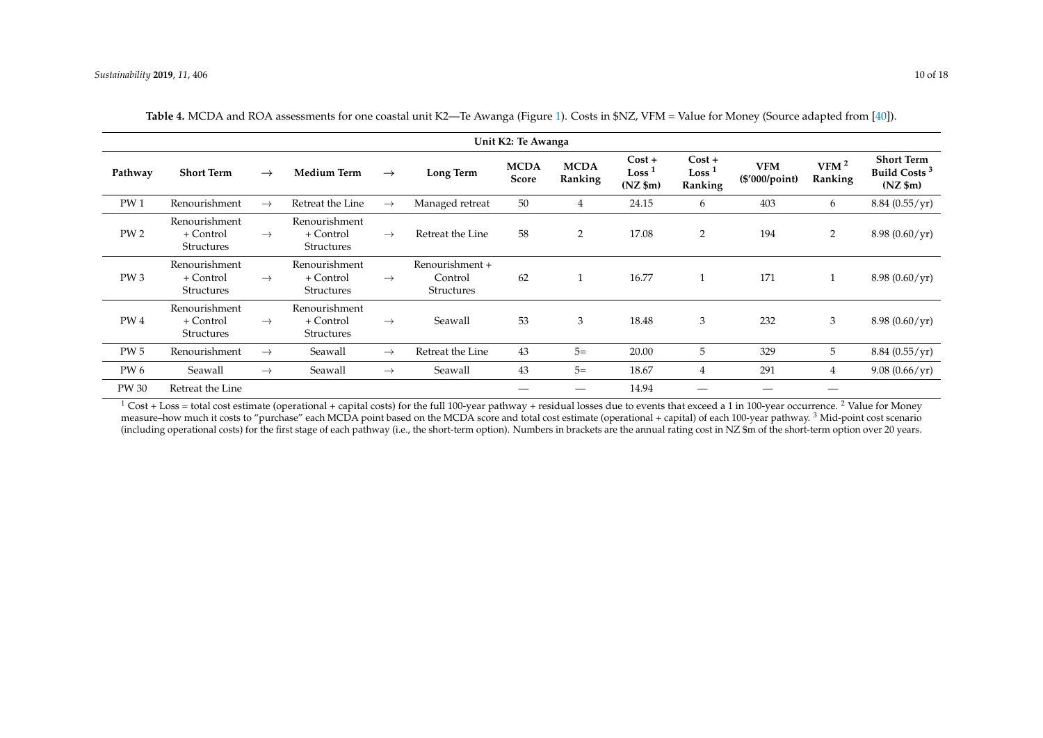**Table 4.** MCDA and ROA assessments for one coastal unit K2—Te Awanga (Figure 1). Costs in $NZ, VFM = Value for Money (Source adapted from [40]).

| Unit K2: Te Awanga | | | | | | | | | | | | |
|---|---|---|---|---|---|---|---|---|---|---|---|---|
| Pathway | Short Term | → | Medium Term | → | Long Term | MCDA Score | MCDA Ranking | Cost + Loss [1] (NZ $m) | Cost + Loss [1] Ranking | VFM ($'000/point) | VFM [2] Ranking | Short Term Build Costs [3] (NZ $m) |
| PW 1 | Renourishment | → | Retreat the Line | → | Managed retreat | 50 | 4 | 24.15 | 6 | 403 | 6 | 8.84 (0.55/yr) |
| PW 2 | Renourishment + Control Structures | → | Renourishment + Control Structures | → | Retreat the Line | 58 | 2 | 17.08 | 2 | 194 | 2 | 8.98 (0.60/yr) |
| PW 3 | Renourishment + Control Structures | → | Renourishment + Control Structures | → | Renourishment + Control Structures | 62 | 1 | 16.77 | 1 | 171 | 1 | 8.98 (0.60/yr) |
| PW 4 | Renourishment + Control Structures | → | Renourishment + Control Structures | → | Seawall | 53 | 3 | 18.48 | 3 | 232 | 3 | 8.98 (0.60/yr) |
| PW 5 | Renourishment | → | Seawall | → | Retreat the Line | 43 | 5= | 20.00 | 5 | 329 | 5 | 8.84 (0.55/yr) |
| PW 6 | Seawall | → | Seawall | → | Seawall | 43 | 5= | 18.67 | 4 | 291 | 4 | 9.08 (0.66/yr) |
| PW 30 | Retreat the Line | | | | | — | — | 14.94 | — | — | — | |

[1] Cost + Loss = total cost estimate (operational + capital costs) for the full 100-year pathway + residual losses due to events that exceed a 1 in 100-year occurrence. [2] Value for Money measure–how much it costs to "purchase" each MCDA point based on the MCDA score and total cost estimate (operational + capital) of each 100-year pathway. [3] Mid-point cost scenario (including operational costs) for the first stage of each pathway (i.e., the short-term option). Numbers in brackets are the annual rating cost in NZ $m of the short-term option over 20 years.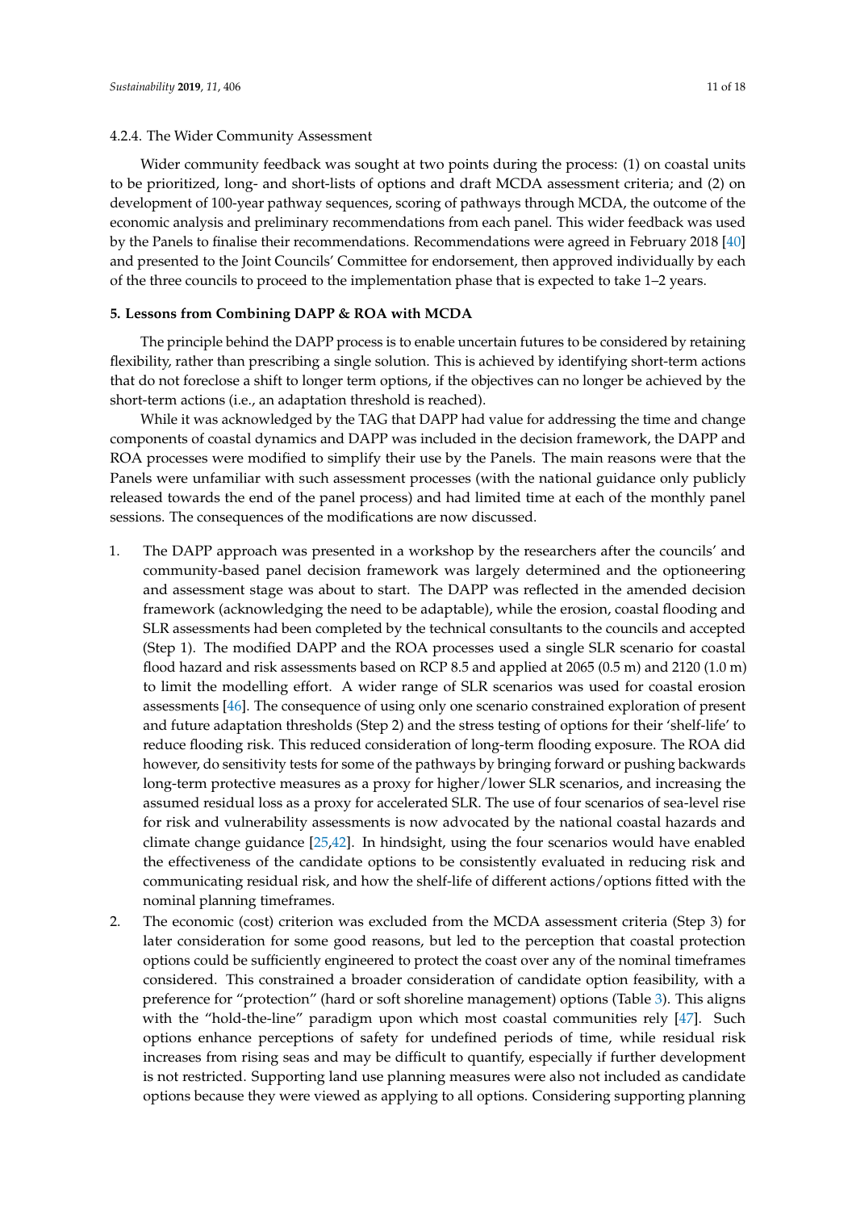#### 4.2.4. The Wider Community Assessment

Wider community feedback was sought at two points during the process: (1) on coastal units to be prioritized, long- and short-lists of options and draft MCDA assessment criteria; and (2) on development of 100-year pathway sequences, scoring of pathways through MCDA, the outcome of the economic analysis and preliminary recommendations from each panel. This wider feedback was used by the Panels to finalise their recommendations. Recommendations were agreed in February 2018 [40] and presented to the Joint Councils' Committee for endorsement, then approved individually by each of the three councils to proceed to the implementation phase that is expected to take 1–2 years.

## 5. Lessons from Combining DAPP & ROA with MCDA

The principle behind the DAPP process is to enable uncertain futures to be considered by retaining flexibility, rather than prescribing a single solution. This is achieved by identifying short-term actions that do not foreclose a shift to longer term options, if the objectives can no longer be achieved by the short-term actions (i.e., an adaptation threshold is reached).

While it was acknowledged by the TAG that DAPP had value for addressing the time and change components of coastal dynamics and DAPP was included in the decision framework, the DAPP and ROA processes were modified to simplify their use by the Panels. The main reasons were that the Panels were unfamiliar with such assessment processes (with the national guidance only publicly released towards the end of the panel process) and had limited time at each of the monthly panel sessions. The consequences of the modifications are now discussed.

1. The DAPP approach was presented in a workshop by the researchers after the councils' and community-based panel decision framework was largely determined and the optioneering and assessment stage was about to start. The DAPP was reflected in the amended decision framework (acknowledging the need to be adaptable), while the erosion, coastal flooding and SLR assessments had been completed by the technical consultants to the councils and accepted (Step 1). The modified DAPP and the ROA processes used a single SLR scenario for coastal flood hazard and risk assessments based on RCP 8.5 and applied at 2065 (0.5 m) and 2120 (1.0 m) to limit the modelling effort. A wider range of SLR scenarios was used for coastal erosion assessments [46]. The consequence of using only one scenario constrained exploration of present and future adaptation thresholds (Step 2) and the stress testing of options for their 'shelf-life' to reduce flooding risk. This reduced consideration of long-term flooding exposure. The ROA did however, do sensitivity tests for some of the pathways by bringing forward or pushing backwards long-term protective measures as a proxy for higher/lower SLR scenarios, and increasing the assumed residual loss as a proxy for accelerated SLR. The use of four scenarios of sea-level rise for risk and vulnerability assessments is now advocated by the national coastal hazards and climate change guidance [25,42]. In hindsight, using the four scenarios would have enabled the effectiveness of the candidate options to be consistently evaluated in reducing risk and communicating residual risk, and how the shelf-life of different actions/options fitted with the nominal planning timeframes.
2. The economic (cost) criterion was excluded from the MCDA assessment criteria (Step 3) for later consideration for some good reasons, but led to the perception that coastal protection options could be sufficiently engineered to protect the coast over any of the nominal timeframes considered. This constrained a broader consideration of candidate option feasibility, with a preference for "protection" (hard or soft shoreline management) options (Table 3). This aligns with the "hold-the-line" paradigm upon which most coastal communities rely [47]. Such options enhance perceptions of safety for undefined periods of time, while residual risk increases from rising seas and may be difficult to quantify, especially if further development is not restricted. Supporting land use planning measures were also not included as candidate options because they were viewed as applying to all options. Considering supporting planning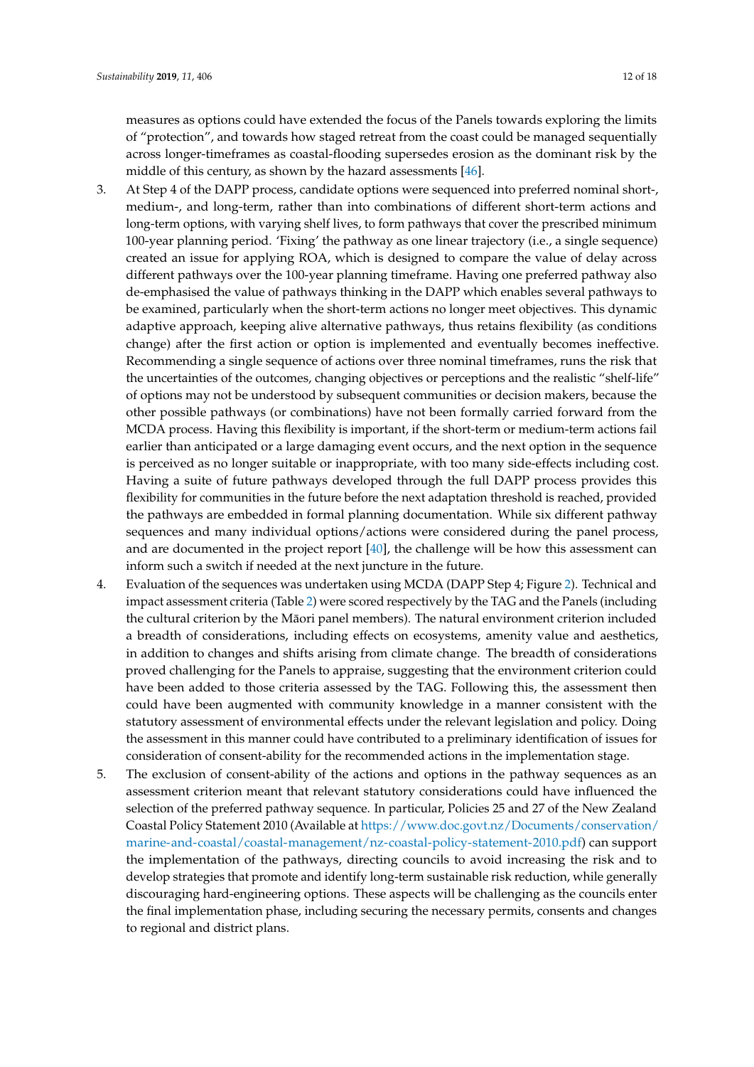measures as options could have extended the focus of the Panels towards exploring the limits of "protection", and towards how staged retreat from the coast could be managed sequentially across longer-timeframes as coastal-flooding supersedes erosion as the dominant risk by the middle of this century, as shown by the hazard assessments [46].

3. At Step 4 of the DAPP process, candidate options were sequenced into preferred nominal short-, medium-, and long-term, rather than into combinations of different short-term actions and long-term options, with varying shelf lives, to form pathways that cover the prescribed minimum 100-year planning period. 'Fixing' the pathway as one linear trajectory (i.e., a single sequence) created an issue for applying ROA, which is designed to compare the value of delay across different pathways over the 100-year planning timeframe. Having one preferred pathway also de-emphasised the value of pathways thinking in the DAPP which enables several pathways to be examined, particularly when the short-term actions no longer meet objectives. This dynamic adaptive approach, keeping alive alternative pathways, thus retains flexibility (as conditions change) after the first action or option is implemented and eventually becomes ineffective. Recommending a single sequence of actions over three nominal timeframes, runs the risk that the uncertainties of the outcomes, changing objectives or perceptions and the realistic "shelf-life" of options may not be understood by subsequent communities or decision makers, because the other possible pathways (or combinations) have not been formally carried forward from the MCDA process. Having this flexibility is important, if the short-term or medium-term actions fail earlier than anticipated or a large damaging event occurs, and the next option in the sequence is perceived as no longer suitable or inappropriate, with too many side-effects including cost. Having a suite of future pathways developed through the full DAPP process provides this flexibility for communities in the future before the next adaptation threshold is reached, provided the pathways are embedded in formal planning documentation. While six different pathway sequences and many individual options/actions were considered during the panel process, and are documented in the project report [40], the challenge will be how this assessment can inform such a switch if needed at the next juncture in the future.
4. Evaluation of the sequences was undertaken using MCDA (DAPP Step 4; Figure 2). Technical and impact assessment criteria (Table 2) were scored respectively by the TAG and the Panels (including the cultural criterion by the Māori panel members). The natural environment criterion included a breadth of considerations, including effects on ecosystems, amenity value and aesthetics, in addition to changes and shifts arising from climate change. The breadth of considerations proved challenging for the Panels to appraise, suggesting that the environment criterion could have been added to those criteria assessed by the TAG. Following this, the assessment then could have been augmented with community knowledge in a manner consistent with the statutory assessment of environmental effects under the relevant legislation and policy. Doing the assessment in this manner could have contributed to a preliminary identification of issues for consideration of consent-ability for the recommended actions in the implementation stage.
5. The exclusion of consent-ability of the actions and options in the pathway sequences as an assessment criterion meant that relevant statutory considerations could have influenced the selection of the preferred pathway sequence. In particular, Policies 25 and 27 of the New Zealand Coastal Policy Statement 2010 (Available at https://www.doc.govt.nz/Documents/conservation/marine-and-coastal/coastal-management/nz-coastal-policy-statement-2010.pdf) can support the implementation of the pathways, directing councils to avoid increasing the risk and to develop strategies that promote and identify long-term sustainable risk reduction, while generally discouraging hard-engineering options. These aspects will be challenging as the councils enter the final implementation phase, including securing the necessary permits, consents and changes to regional and district plans.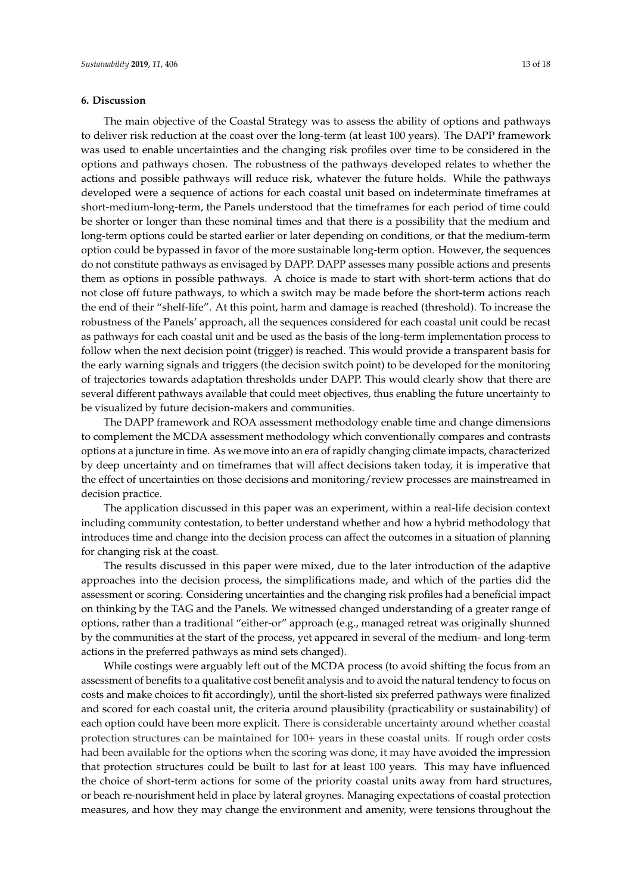## 6. Discussion

The main objective of the Coastal Strategy was to assess the ability of options and pathways to deliver risk reduction at the coast over the long-term (at least 100 years). The DAPP framework was used to enable uncertainties and the changing risk profiles over time to be considered in the options and pathways chosen. The robustness of the pathways developed relates to whether the actions and possible pathways will reduce risk, whatever the future holds. While the pathways developed were a sequence of actions for each coastal unit based on indeterminate timeframes at short-medium-long-term, the Panels understood that the timeframes for each period of time could be shorter or longer than these nominal times and that there is a possibility that the medium and long-term options could be started earlier or later depending on conditions, or that the medium-term option could be bypassed in favor of the more sustainable long-term option. However, the sequences do not constitute pathways as envisaged by DAPP. DAPP assesses many possible actions and presents them as options in possible pathways. A choice is made to start with short-term actions that do not close off future pathways, to which a switch may be made before the short-term actions reach the end of their "shelf-life". At this point, harm and damage is reached (threshold). To increase the robustness of the Panels' approach, all the sequences considered for each coastal unit could be recast as pathways for each coastal unit and be used as the basis of the long-term implementation process to follow when the next decision point (trigger) is reached. This would provide a transparent basis for the early warning signals and triggers (the decision switch point) to be developed for the monitoring of trajectories towards adaptation thresholds under DAPP. This would clearly show that there are several different pathways available that could meet objectives, thus enabling the future uncertainty to be visualized by future decision-makers and communities.

The DAPP framework and ROA assessment methodology enable time and change dimensions to complement the MCDA assessment methodology which conventionally compares and contrasts options at a juncture in time. As we move into an era of rapidly changing climate impacts, characterized by deep uncertainty and on timeframes that will affect decisions taken today, it is imperative that the effect of uncertainties on those decisions and monitoring/review processes are mainstreamed in decision practice.

The application discussed in this paper was an experiment, within a real-life decision context including community contestation, to better understand whether and how a hybrid methodology that introduces time and change into the decision process can affect the outcomes in a situation of planning for changing risk at the coast.

The results discussed in this paper were mixed, due to the later introduction of the adaptive approaches into the decision process, the simplifications made, and which of the parties did the assessment or scoring. Considering uncertainties and the changing risk profiles had a beneficial impact on thinking by the TAG and the Panels. We witnessed changed understanding of a greater range of options, rather than a traditional "either-or" approach (e.g., managed retreat was originally shunned by the communities at the start of the process, yet appeared in several of the medium- and long-term actions in the preferred pathways as mind sets changed).

While costings were arguably left out of the MCDA process (to avoid shifting the focus from an assessment of benefits to a qualitative cost benefit analysis and to avoid the natural tendency to focus on costs and make choices to fit accordingly), until the short-listed six preferred pathways were finalized and scored for each coastal unit, the criteria around plausibility (practicability or sustainability) of each option could have been more explicit. There is considerable uncertainty around whether coastal protection structures can be maintained for 100+ years in these coastal units. If rough order costs had been available for the options when the scoring was done, it may have avoided the impression that protection structures could be built to last for at least 100 years. This may have influenced the choice of short-term actions for some of the priority coastal units away from hard structures, or beach re-nourishment held in place by lateral groynes. Managing expectations of coastal protection measures, and how they may change the environment and amenity, were tensions throughout the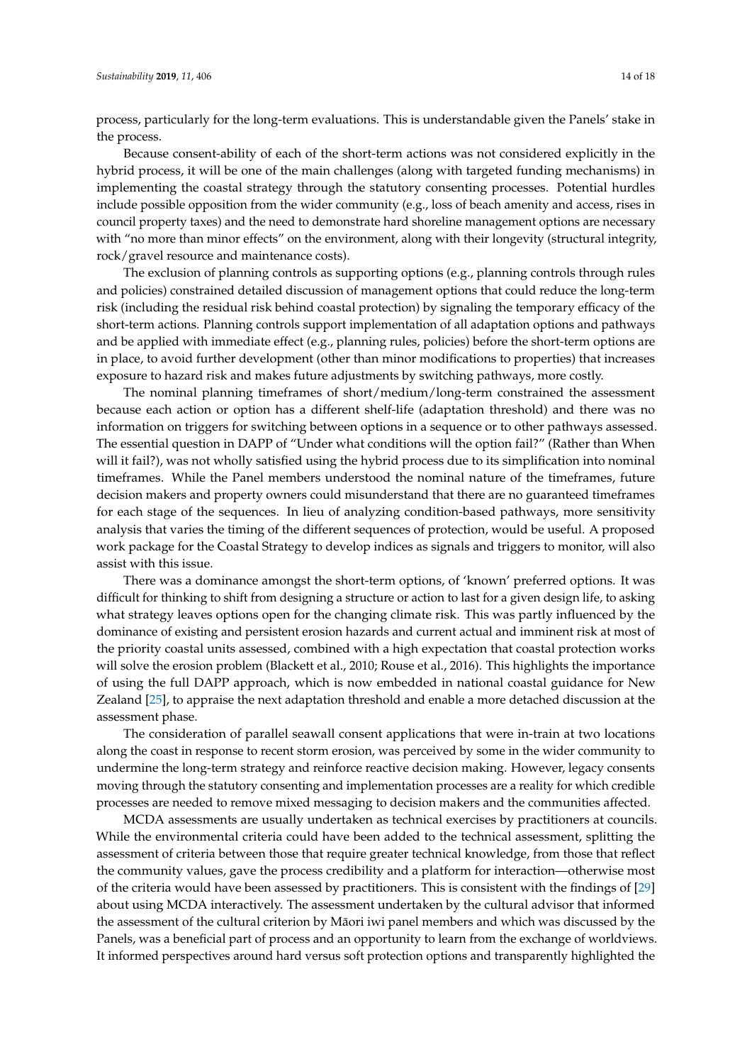process, particularly for the long-term evaluations. This is understandable given the Panels' stake in the process.

Because consent-ability of each of the short-term actions was not considered explicitly in the hybrid process, it will be one of the main challenges (along with targeted funding mechanisms) in implementing the coastal strategy through the statutory consenting processes. Potential hurdles include possible opposition from the wider community (e.g., loss of beach amenity and access, rises in council property taxes) and the need to demonstrate hard shoreline management options are necessary with "no more than minor effects" on the environment, along with their longevity (structural integrity, rock/gravel resource and maintenance costs).

The exclusion of planning controls as supporting options (e.g., planning controls through rules and policies) constrained detailed discussion of management options that could reduce the long-term risk (including the residual risk behind coastal protection) by signaling the temporary efficacy of the short-term actions. Planning controls support implementation of all adaptation options and pathways and be applied with immediate effect (e.g., planning rules, policies) before the short-term options are in place, to avoid further development (other than minor modifications to properties) that increases exposure to hazard risk and makes future adjustments by switching pathways, more costly.

The nominal planning timeframes of short/medium/long-term constrained the assessment because each action or option has a different shelf-life (adaptation threshold) and there was no information on triggers for switching between options in a sequence or to other pathways assessed. The essential question in DAPP of "Under what conditions will the option fail? (Rather than When will it fail?), was not wholly satisfied using the hybrid process due to its simplification into nominal timeframes. While the Panel members understood the nominal nature of the timeframes, future decision makers and property owners could misunderstand that there are no guaranteed timeframes for each stage of the sequences. In lieu of analyzing condition-based pathways, more sensitivity analysis that varies the timing of the different sequences of protection, would be useful. A proposed work package for the Coastal Strategy to develop indices as signals and triggers to monitor, will also assist with this issue.

There was a dominance amongst the short-term options, of 'known' preferred options. It was difficult for thinking to shift from designing a structure or action to last for a given design life, to asking what strategy leaves options open for the changing climate risk. This was partly influenced by the dominance of existing and persistent erosion hazards and current actual and imminent risk at most of the priority coastal units assessed, combined with a high expectation that coastal protection works will solve the erosion problem (Blackett et al., 2010; Rouse et al., 2016). This highlights the importance of using the full DAPP approach, which is now embedded in national coastal guidance for New Zealand [25], to appraise the next adaptation threshold and enable a more detached discussion at the assessment phase.

The consideration of parallel seawall consent applications that were in-train at two locations along the coast in response to recent storm erosion, was perceived by some in the wider community to undermine the long-term strategy and reinforce reactive decision making. However, legacy consents moving through the statutory consenting and implementation processes are a reality for which credible processes are needed to remove mixed messaging to decision makers and the communities affected.

MCDA assessments are usually undertaken as technical exercises by practitioners at councils. While the environmental criteria could have been added to the technical assessment, splitting the assessment of criteria between those that require greater technical knowledge, from those that reflect the community values, gave the process credibility and a platform for interaction—otherwise most of the criteria would have been assessed by practitioners. This is consistent with the findings of [29] about using MCDA interactively. The assessment undertaken by the cultural advisor that informed the assessment of the cultural criterion by Māori iwi panel members and which was discussed by the Panels, was a beneficial part of process and an opportunity to learn from the exchange of worldviews. It informed perspectives around hard versus soft protection options and transparently highlighted the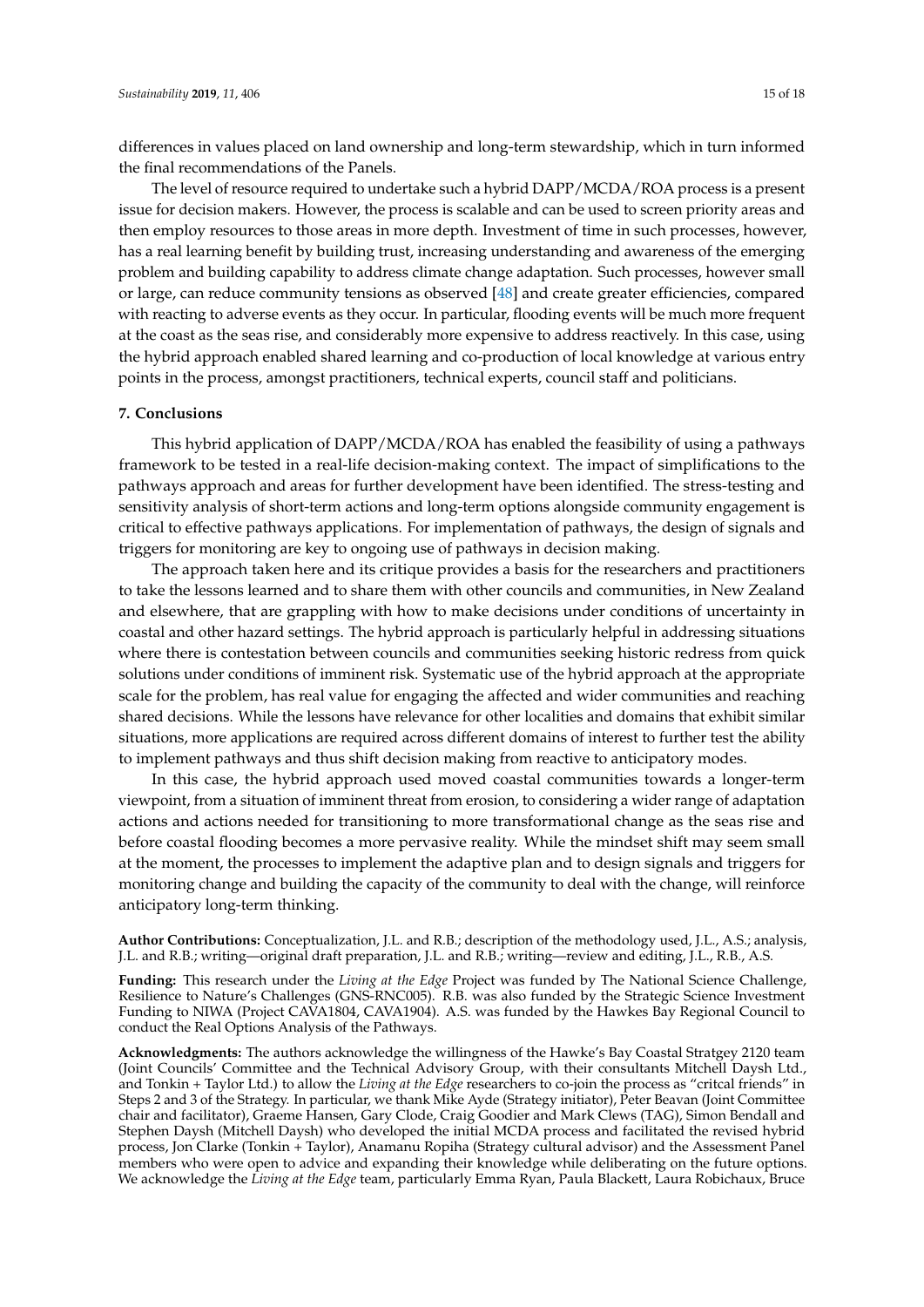differences in values placed on land ownership and long-term stewardship, which in turn informed the final recommendations of the Panels.

The level of resource required to undertake such a hybrid DAPP/MCDA/ROA process is a present issue for decision makers. However, the process is scalable and can be used to screen priority areas and then employ resources to those areas in more depth. Investment of time in such processes, however, has a real learning benefit by building trust, increasing understanding and awareness of the emerging problem and building capability to address climate change adaptation. Such processes, however small or large, can reduce community tensions as observed [48] and create greater efficiencies, compared with reacting to adverse events as they occur. In particular, flooding events will be much more frequent at the coast as the seas rise, and considerably more expensive to address reactively. In this case, using the hybrid approach enabled shared learning and co-production of local knowledge at various entry points in the process, amongst practitioners, technical experts, council staff and politicians.

## 7. Conclusions

This hybrid application of DAPP/MCDA/ROA has enabled the feasibility of using a pathways framework to be tested in a real-life decision-making context. The impact of simplifications to the pathways approach and areas for further development have been identified. The stress-testing and sensitivity analysis of short-term actions and long-term options alongside community engagement is critical to effective pathways applications. For implementation of pathways, the design of signals and triggers for monitoring are key to ongoing use of pathways in decision making.

The approach taken here and its critique provides a basis for the researchers and practitioners to take the lessons learned and to share them with other councils and communities, in New Zealand and elsewhere, that are grappling with how to make decisions under conditions of uncertainty in coastal and other hazard settings. The hybrid approach is particularly helpful in addressing situations where there is contestation between councils and communities seeking historic redress from quick solutions under conditions of imminent risk. Systematic use of the hybrid approach at the appropriate scale for the problem, has real value for engaging the affected and wider communities and reaching shared decisions. While the lessons have relevance for other localities and domains that exhibit similar situations, more applications are required across different domains of interest to further test the ability to implement pathways and thus shift decision making from reactive to anticipatory modes.

In this case, the hybrid approach used moved coastal communities towards a longer-term viewpoint, from a situation of imminent threat from erosion, to considering a wider range of adaptation actions and actions needed for transitioning to more transformational change as the seas rise and before coastal flooding becomes a more pervasive reality. While the mindset shift may seem small at the moment, the processes to implement the adaptive plan and to design signals and triggers for monitoring change and building the capacity of the community to deal with the change, will reinforce anticipatory long-term thinking.

**Author Contributions:** Conceptualization, J.L. and R.B.; description of the methodology used, J.L., A.S.; analysis, J.L. and R.B.; writing—original draft preparation, J.L. and R.B.; writing—review and editing, J.L., R.B., A.S.

**Funding:** This research under the *Living at the Edge* Project was funded by The National Science Challenge, Resilience to Nature's Challenges (GNS-RNC005). R.B. was also funded by the Strategic Science Investment Funding to NIWA (Project CAVA1804, CAVA1904). A.S. was funded by the Hawkes Bay Regional Council to conduct the Real Options Analysis of the Pathways.

**Acknowledgments:** The authors acknowledge the willingness of the Hawke's Bay Coastal Stratgey 2120 team (Joint Councils' Committee and the Technical Advisory Group, with their consultants Mitchell Daysh Ltd., and Tonkin + Taylor Ltd.) to allow the *Living at the Edge* researchers to co-join the process as "critcal friends" in Steps 2 and 3 of the Strategy. In particular, we thank Mike Ayde (Strategy initiator), Peter Beavan (Joint Committee chair and facilitator), Graeme Hansen, Gary Clode, Craig Goodier and Mark Clews (TAG), Simon Bendall and Stephen Daysh (Mitchell Daysh) who developed the initial MCDA process and facilitated the revised hybrid process, Jon Clarke (Tonkin + Taylor), Anamanu Ropiha (Strategy cultural advisor) and the Assessment Panel members who were open to advice and expanding their knowledge while deliberating on the future options. We acknowledge the *Living at the Edge* team, particularly Emma Ryan, Paula Blackett, Laura Robichaux, Bruce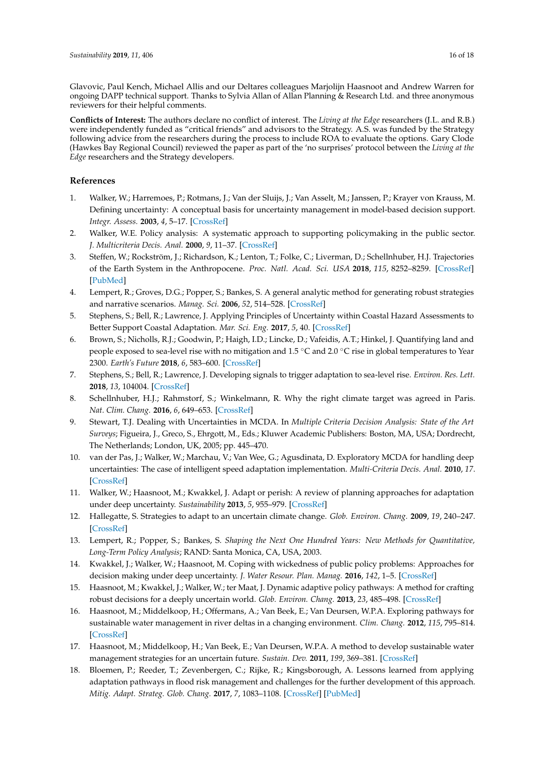Glavovic, Paul Kench, Michael Allis and our Deltares colleagues Marjolijn Haasnoot and Andrew Warren for ongoing DAPP technical support. Thanks to Sylvia Allan of Allan Planning & Research Ltd. and three anonymous reviewers for their helpful comments.

**Conflicts of Interest:** The authors declare no conflict of interest. The *Living at the Edge* researchers (J.L. and R.B.) were independently funded as "critical friends" and advisors to the Strategy. A.S. was funded by the Strategy following advice from the researchers during the process to include ROA to evaluate the options. Gary Clode (Hawkes Bay Regional Council) reviewed the paper as part of the 'no surprises' protocol between the *Living at the Edge* researchers and the Strategy developers.

## References

1. Walker, W.; Harremoes, P.; Rotmans, J.; Van der Sluijs, J.; Van Asselt, M.; Janssen, P.; Krayer von Krauss, M. Defining uncertainty: A conceptual basis for uncertainty management in model-based decision support. *Integr. Assess.* **2003**, *4*, 5–17. [CrossRef]
2. Walker, W.E. Policy analysis: A systematic approach to supporting policymaking in the public sector. *J. Multicriteria Decis. Anal.* **2000**, *9*, 11–37. [CrossRef]
3. Steffen, W.; Rockström, J.; Richardson, K.; Lenton, T.; Folke, C.; Liverman, D.; Schellnhuber, H.J. Trajectories of the Earth System in the Anthropocene. *Proc. Natl. Acad. Sci. USA* **2018**, *115*, 8252–8259. [CrossRef] [PubMed]
4. Lempert, R.; Groves, D.G.; Popper, S.; Bankes, S. A general analytic method for generating robust strategies and narrative scenarios. *Manag. Sci.* **2006**, *52*, 514–528. [CrossRef]
5. Stephens, S.; Bell, R.; Lawrence, J. Applying Principles of Uncertainty within Coastal Hazard Assessments to Better Support Coastal Adaptation. *Mar. Sci. Eng.* **2017**, *5*, 40. [CrossRef]
6. Brown, S.; Nicholls, R.J.; Goodwin, P.; Haigh, I.D.; Lincke, D.; Vafeidis, A.T.; Hinkel, J. Quantifying land and people exposed to sea-level rise with no mitigation and 1.5 °C and 2.0 °C rise in global temperatures to Year 2300. *Earth's Future* **2018**, *6*, 583–600. [CrossRef]
7. Stephens, S.; Bell, R.; Lawrence, J. Developing signals to trigger adaptation to sea-level rise. *Environ. Res. Lett.* **2018**, *13*, 104004. [CrossRef]
8. Schellnhuber, H.J.; Rahmstorf, S.; Winkelmann, R. Why the right climate target was agreed in Paris. *Nat. Clim. Chang.* **2016**, *6*, 649–653. [CrossRef]
9. Stewart, T.J. Dealing with Uncertainties in MCDA. In *Multiple Criteria Decision Analysis: State of the Art Surveys*; Figueira, J., Greco, S., Ehrgott, M., Eds.; Kluwer Academic Publishers: Boston, MA, USA; Dordrecht, The Netherlands; London, UK, 2005; pp. 445–470.
10. van der Pas, J.; Walker, W.; Marchau, V.; Van Wee, G.; Agusdinata, D. Exploratory MCDA for handling deep uncertainties: The case of intelligent speed adaptation implementation. *Multi-Criteria Decis. Anal.* **2010**, *17*. [CrossRef]
11. Walker, W.; Haasnoot, M.; Kwakkel, J. Adapt or perish: A review of planning approaches for adaptation under deep uncertainty. *Sustainability* **2013**, *5*, 955–979. [CrossRef]
12. Hallegatte, S. Strategies to adapt to an uncertain climate change. *Glob. Environ. Chang.* **2009**, *19*, 240–247. [CrossRef]
13. Lempert, R.; Popper, S.; Bankes, S. *Shaping the Next One Hundred Years: New Methods for Quantitative, Long-Term Policy Analysis*; RAND: Santa Monica, CA, USA, 2003.
14. Kwakkel, J.; Walker, W.; Haasnoot, M. Coping with wickedness of public policy problems: Approaches for decision making under deep uncertainty. *J. Water Resour. Plan. Manag.* **2016**, *142*, 1–5. [CrossRef]
15. Haasnoot, M.; Kwakkel, J.; Walker, W.; ter Maat, J. Dynamic adaptive policy pathways: A method for crafting robust decisions for a deeply uncertain world. *Glob. Environ. Chang.* **2013**, *23*, 485–498. [CrossRef]
16. Haasnoot, M.; Middelkoop, H.; Offermans, A.; Van Beek, E.; Van Deursen, W.P.A. Exploring pathways for sustainable water management in river deltas in a changing environment. *Clim. Chang.* **2012**, *115*, 795–814. [CrossRef]
17. Haasnoot, M.; Middelkoop, H.; Van Beek, E.; Van Deursen, W.P.A. A method to develop sustainable water management strategies for an uncertain future. *Sustain. Dev.* **2011**, *199*, 369–381. [CrossRef]
18. Bloemen, P.; Reeder, T.; Zevenbergen, C.; Rijke, R.; Kingsborough, A. Lessons learned from applying adaptation pathways in flood risk management and challenges for the further development of this approach. *Mitig. Adapt. Strateg. Glob. Chang.* **2017**, *7*, 1083–1108. [CrossRef] [PubMed]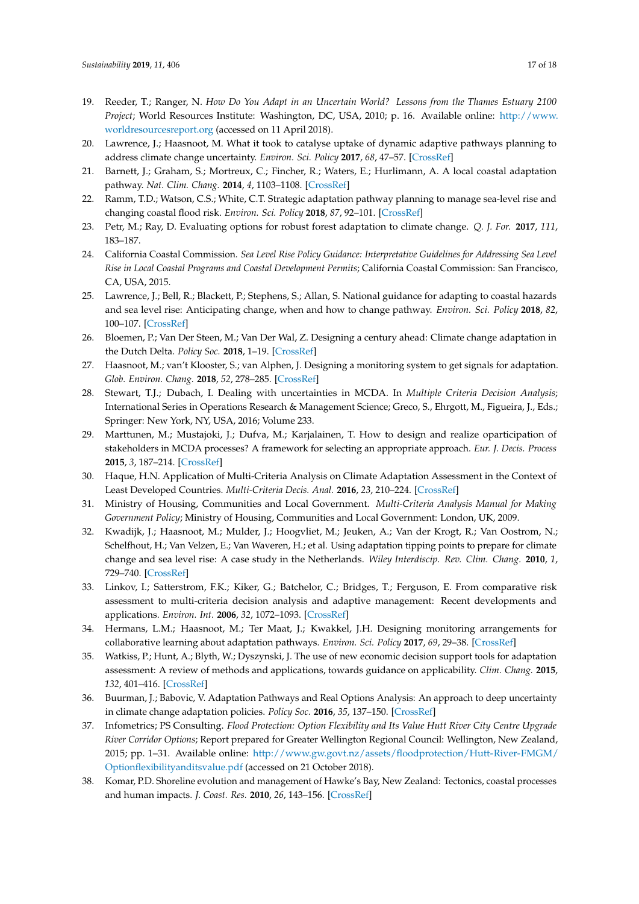19. Reeder, T.; Ranger, N. *How Do You Adapt in an Uncertain World? Lessons from the Thames Estuary 2100 Project*; World Resources Institute: Washington, DC, USA, 2010; p. 16. Available online: http://www.worldresourcesreport.org (accessed on 11 April 2018).
20. Lawrence, J.; Haasnoot, M. What it took to catalyse uptake of dynamic adaptive pathways planning to address climate change uncertainty. *Environ. Sci. Policy* **2017**, *68*, 47–57. [CrossRef]
21. Barnett, J.; Graham, S.; Mortreux, C.; Fincher, R.; Waters, E.; Hurlimann, A. A local coastal adaptation pathway. *Nat. Clim. Chang.* **2014**, *4*, 1103–1108. [CrossRef]
22. Ramm, T.D.; Watson, C.S.; White, C.T. Strategic adaptation pathway planning to manage sea-level rise and changing coastal flood risk. *Environ. Sci. Policy* **2018**, *87*, 92–101. [CrossRef]
23. Petr, M.; Ray, D. Evaluating options for robust forest adaptation to climate change. *Q. J. For.* **2017**, *111*, 183–187.
24. California Coastal Commission. *Sea Level Rise Policy Guidance: Interpretative Guidelines for Addressing Sea Level Rise in Local Coastal Programs and Coastal Development Permits*; California Coastal Commission: San Francisco, CA, USA, 2015.
25. Lawrence, J.; Bell, R.; Blackett, P.; Stephens, S.; Allan, S. National guidance for adapting to coastal hazards and sea level rise: Anticipating change, when and how to change pathway. *Environ. Sci. Policy* **2018**, *82*, 100–107. [CrossRef]
26. Bloemen, P.; Van Der Steen, M.; Van Der Wal, Z. Designing a century ahead: Climate change adaptation in the Dutch Delta. *Policy Soc.* **2018**, 1–19. [CrossRef]
27. Haasnoot, M.; van't Klooster, S.; van Alphen, J. Designing a monitoring system to get signals for adaptation. *Glob. Environ. Chang.* **2018**, *52*, 278–285. [CrossRef]
28. Stewart, T.J.; Dubach, I. Dealing with uncertainties in MCDA. In *Multiple Criteria Decision Analysis*; International Series in Operations Research & Management Science; Greco, S., Ehrgott, M., Figueira, J., Eds.; Springer: New York, NY, USA, 2016; Volume 233.
29. Marttunen, M.; Mustajoki, J.; Dufva, M.; Karjalainen, T. How to design and realize oparticipation of stakeholders in MCDA processes? A framework for selecting an appropriate approach. *Eur. J. Decis. Process* **2015**, *3*, 187–214. [CrossRef]
30. Haque, H.N. Application of Multi-Criteria Analysis on Climate Adaptation Assessment in the Context of Least Developed Countries. *Multi-Criteria Decis. Anal.* **2016**, *23*, 210–224. [CrossRef]
31. Ministry of Housing, Communities and Local Government. *Multi-Criteria Analysis Manual for Making Government Policy*; Ministry of Housing, Communities and Local Government: London, UK, 2009.
32. Kwadijk, J.; Haasnoot, M.; Mulder, J.; Hoogvliet, M.; Jeuken, A.; Van der Krogt, R.; Van Oostrom, N.; Schelfhout, H.; Van Velzen, E.; Van Waveren, H.; et al. Using adaptation tipping points to prepare for climate change and sea level rise: A case study in the Netherlands. *Wiley Interdiscip. Rev. Clim. Chang.* **2010**, *1*, 729–740. [CrossRef]
33. Linkov, I.; Satterstrom, F.K.; Kiker, G.; Batchelor, C.; Bridges, T.; Ferguson, E. From comparative risk assessment to multi-criteria decision analysis and adaptive management: Recent developments and applications. *Environ. Int.* **2006**, *32*, 1072–1093. [CrossRef]
34. Hermans, L.M.; Haasnoot, M.; Ter Maat, J.; Kwakkel, J.H. Designing monitoring arrangements for collaborative learning about adaptation pathways. *Environ. Sci. Policy* **2017**, *69*, 29–38. [CrossRef]
35. Watkiss, P.; Hunt, A.; Blyth, W.; Dyszynski, J. The use of new economic decision support tools for adaptation assessment: A review of methods and applications, towards guidance on applicability. *Clim. Chang.* **2015**, *132*, 401–416. [CrossRef]
36. Buurman, J.; Babovic, V. Adaptation Pathways and Real Options Analysis: An approach to deep uncertainty in climate change adaptation policies. *Policy Soc.* **2016**, *35*, 137–150. [CrossRef]
37. Infometrics; PS Consulting. *Flood Protection: Option Flexibility and Its Value Hutt River City Centre Upgrade River Corridor Options*; Report prepared for Greater Wellington Regional Council: Wellington, New Zealand, 2015; pp. 1–31. Available online: http://www.gw.govt.nz/assets/floodprotection/Hutt-River-FMGM/Optionflexibilityanditsvalue.pdf (accessed on 21 October 2018).
38. Komar, P.D. Shoreline evolution and management of Hawke's Bay, New Zealand: Tectonics, coastal processes and human impacts. *J. Coast. Res.* **2010**, *26*, 143–156. [CrossRef]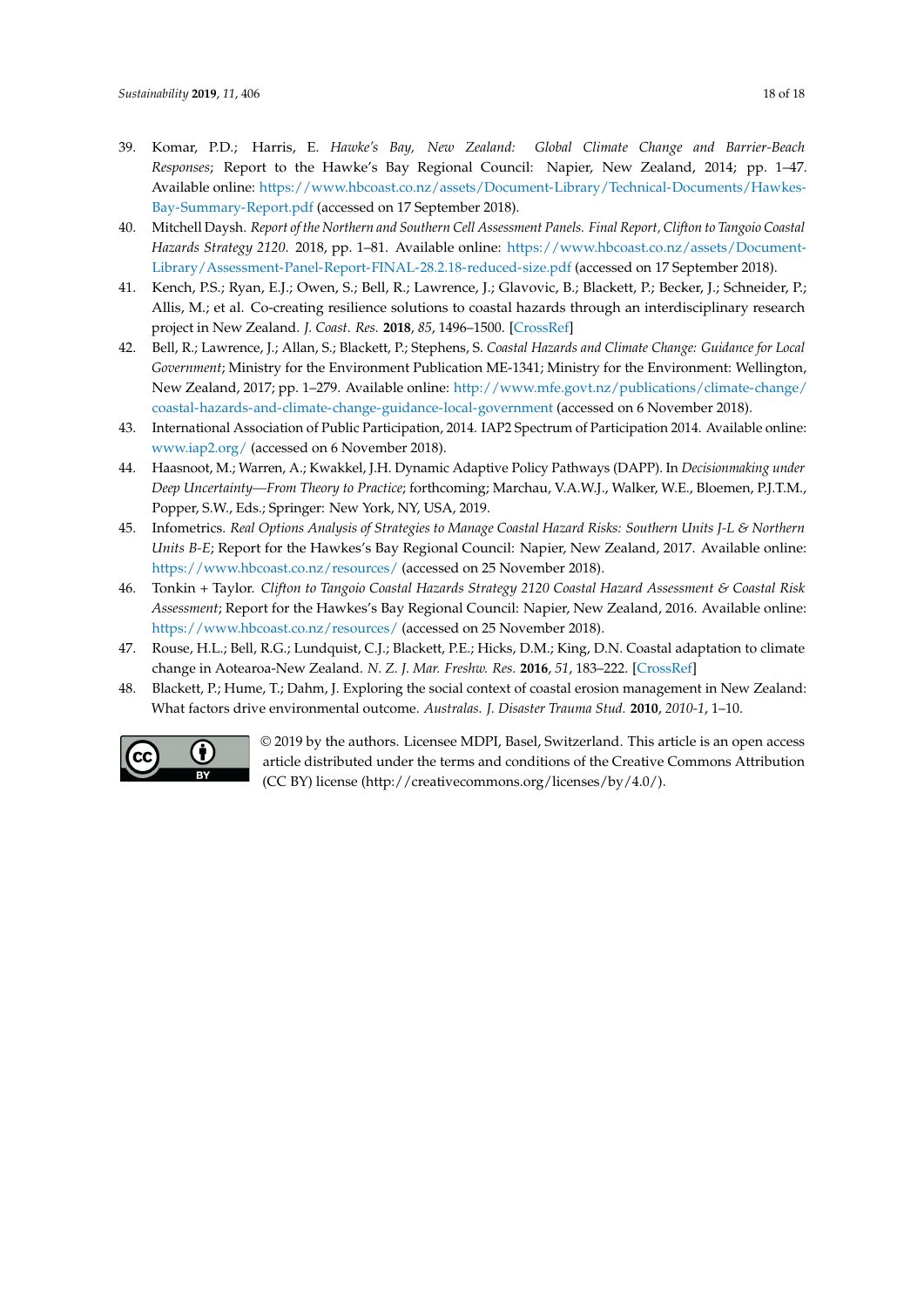39. Komar, P.D.; Harris, E. *Hawke's Bay, New Zealand: Global Climate Change and Barrier-Beach Responses*; Report to the Hawke's Bay Regional Council: Napier, New Zealand, 2014; pp. 1–47. Available online: https://www.hbcoast.co.nz/assets/Document-Library/Technical-Documents/Hawkes-Bay-Summary-Report.pdf (accessed on 17 September 2018).
40. Mitchell Daysh. *Report of the Northern and Southern Cell Assessment Panels. Final Report, Clifton to Tangoio Coastal Hazards Strategy 2120*. 2018, pp. 1–81. Available online: https://www.hbcoast.co.nz/assets/Document-Library/Assessment-Panel-Report-FINAL-28.2.18-reduced-size.pdf (accessed on 17 September 2018).
41. Kench, P.S.; Ryan, E.J.; Owen, S.; Bell, R.; Lawrence, J.; Glavovic, B.; Blackett, P.; Becker, J.; Schneider, P.; Allis, M.; et al. Co-creating resilience solutions to coastal hazards through an interdisciplinary research project in New Zealand. *J. Coast. Res.* **2018**, *85*, 1496–1500. [CrossRef]
42. Bell, R.; Lawrence, J.; Allan, S.; Blackett, P.; Stephens, S. *Coastal Hazards and Climate Change: Guidance for Local Government*; Ministry for the Environment Publication ME-1341; Ministry for the Environment: Wellington, New Zealand, 2017; pp. 1–279. Available online: http://www.mfe.govt.nz/publications/climate-change/coastal-hazards-and-climate-change-guidance-local-government (accessed on 6 November 2018).
43. International Association of Public Participation, 2014. IAP2 Spectrum of Participation 2014. Available online: www.iap2.org/ (accessed on 6 November 2018).
44. Haasnoot, M.; Warren, A.; Kwakkel, J.H. Dynamic Adaptive Policy Pathways (DAPP). In *Decisionmaking under Deep Uncertainty—From Theory to Practice*; forthcoming; Marchau, V.A.W.J., Walker, W.E., Bloemen, P.J.T.M., Popper, S.W., Eds.; Springer: New York, NY, USA, 2019.
45. Infometrics. *Real Options Analysis of Strategies to Manage Coastal Hazard Risks: Southern Units J-L & Northern Units B-E*; Report for the Hawkes's Bay Regional Council: Napier, New Zealand, 2017. Available online: https://www.hbcoast.co.nz/resources/ (accessed on 25 November 2018).
46. Tonkin + Taylor. *Clifton to Tangoio Coastal Hazards Strategy 2120 Coastal Hazard Assessment & Coastal Risk Assessment*; Report for the Hawkes's Bay Regional Council: Napier, New Zealand, 2016. Available online: https://www.hbcoast.co.nz/resources/ (accessed on 25 November 2018).
47. Rouse, H.L.; Bell, R.G.; Lundquist, C.J.; Blackett, P.E.; Hicks, D.M.; King, D.N. Coastal adaptation to climate change in Aotearoa-New Zealand. *N. Z. J. Mar. Freshw. Res.* **2016**, *51*, 183–222. [CrossRef]
48. Blackett, P.; Hume, T.; Dahm, J. Exploring the social context of coastal erosion management in New Zealand: What factors drive environmental outcome. *Australas. J. Disaster Trauma Stud.* **2010**, *2010-1*, 1–10.

© 2019 by the authors. Licensee MDPI, Basel, Switzerland. This article is an open access article distributed under the terms and conditions of the Creative Commons Attribution (CC BY) license (http://creativecommons.org/licenses/by/4.0/).